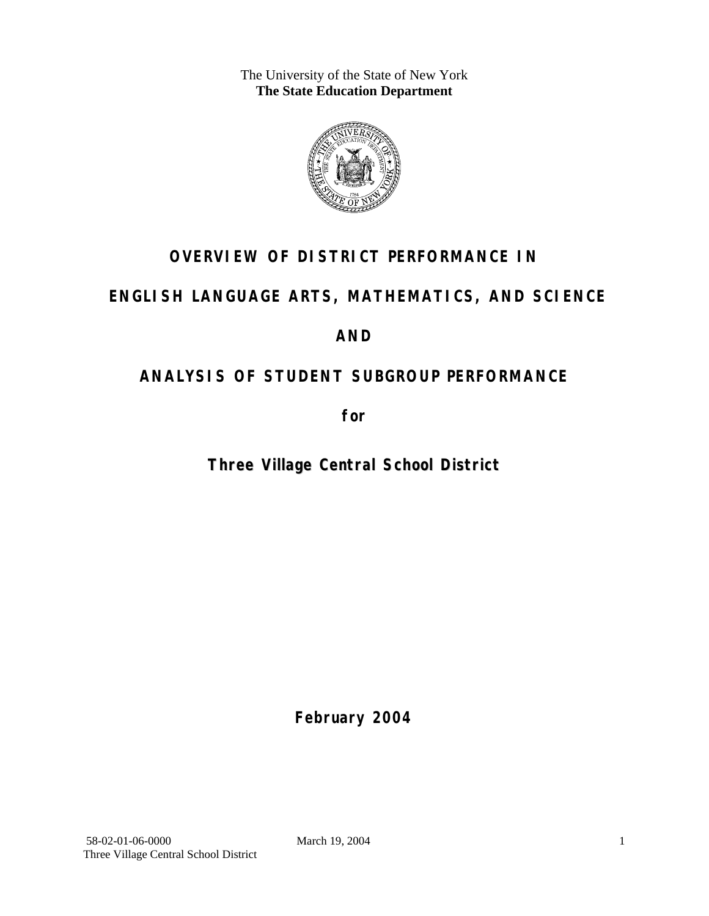The University of the State of New York
**The State Education Department**

# OVERVIEW OF DISTRICT PERFORMANCE IN ENGLISH LANGUAGE ARTS, MATHEMATICS, AND SCIENCE AND ANALYSIS OF STUDENT SUBGROUP PERFORMANCE

**for**

## Three Village Central School District

**February 2004**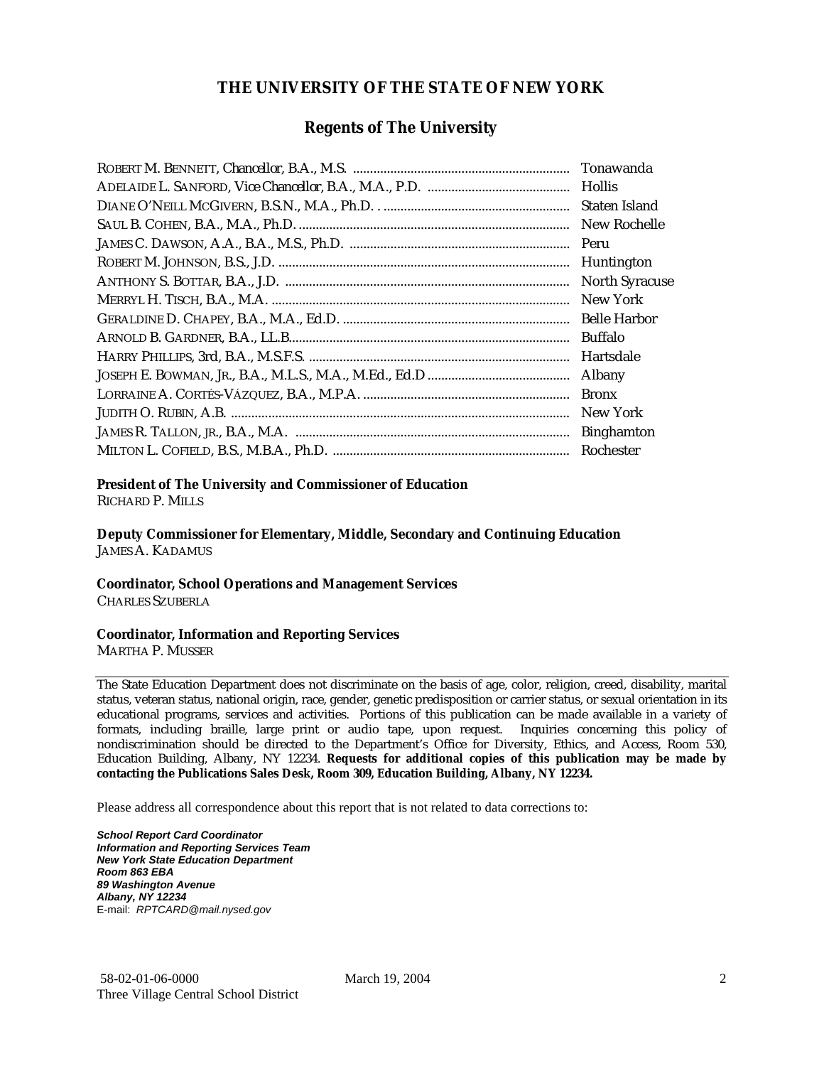# THE UNIVERSITY OF THE STATE OF NEW YORK

## Regents of The University

| | |
|---|---|
| ROBERT M. BENNETT, *Chancellor*, B.A., M.S. | Tonawanda |
| ADELAIDE L. SANFORD, *Vice Chancellor*, B.A., M.A., P.D. | Hollis |
| DIANE O'NEILL MCGIVERN, B.S.N., M.A., Ph.D. | Staten Island |
| SAUL B. COHEN, B.A., M.A., Ph.D. | New Rochelle |
| JAMES C. DAWSON, A.A., B.A., M.S., Ph.D. | Peru |
| ROBERT M. JOHNSON, B.S., J.D. | Huntington |
| ANTHONY S. BOTTAR, B.A., J.D. | North Syracuse |
| MERRYL H. TISCH, B.A., M.A. | New York |
| GERALDINE D. CHAPEY, B.A., M.A., Ed.D. | Belle Harbor |
| ARNOLD B. GARDNER, B.A., LL.B. | Buffalo |
| HARRY PHILLIPS, 3rd, B.A., M.S.F.S. | Hartsdale |
| JOSEPH E. BOWMAN, JR., B.A., M.L.S., M.A., M.Ed., Ed.D | Albany |
| LORRAINE A. CORTÉS-VÁZQUEZ, B.A., M.P.A. | Bronx |
| JUDITH O. RUBIN, A.B. | New York |
| JAMES R. TALLON, JR., B.A., M.A. | Binghamton |
| MILTON L. COFIELD, B.S., M.B.A., Ph.D. | Rochester |

**President of The University and Commissioner of Education**
RICHARD P. MILLS

**Deputy Commissioner for Elementary, Middle, Secondary and Continuing Education**
JAMES A. KADAMUS

**Coordinator, School Operations and Management Services**
CHARLES SZUBERLA

**Coordinator, Information and Reporting Services**
MARTHA P. MUSSER

---

The State Education Department does not discriminate on the basis of age, color, religion, creed, disability, marital status, veteran status, national origin, race, gender, genetic predisposition or carrier status, or sexual orientation in its educational programs, services and activities. Portions of this publication can be made available in a variety of formats, including braille, large print or audio tape, upon request. Inquiries concerning this policy of nondiscrimination should be directed to the Department's Office for Diversity, Ethics, and Access, Room 530, Education Building, Albany, NY 12234. **Requests for additional copies of this publication may be made by contacting the Publications Sales Desk, Room 309, Education Building, Albany, NY 12234.**

Please address all correspondence about this report that is not related to data corrections to:

***School Report Card Coordinator***
***Information and Reporting Services Team***
***New York State Education Department***
***Room 863 EBA***
***89 Washington Avenue***
***Albany, NY 12234***
E-mail: *RPTCARD@mail.nysed.gov*

58-02-01-06-0000 March 19, 2004
Three Village Central School District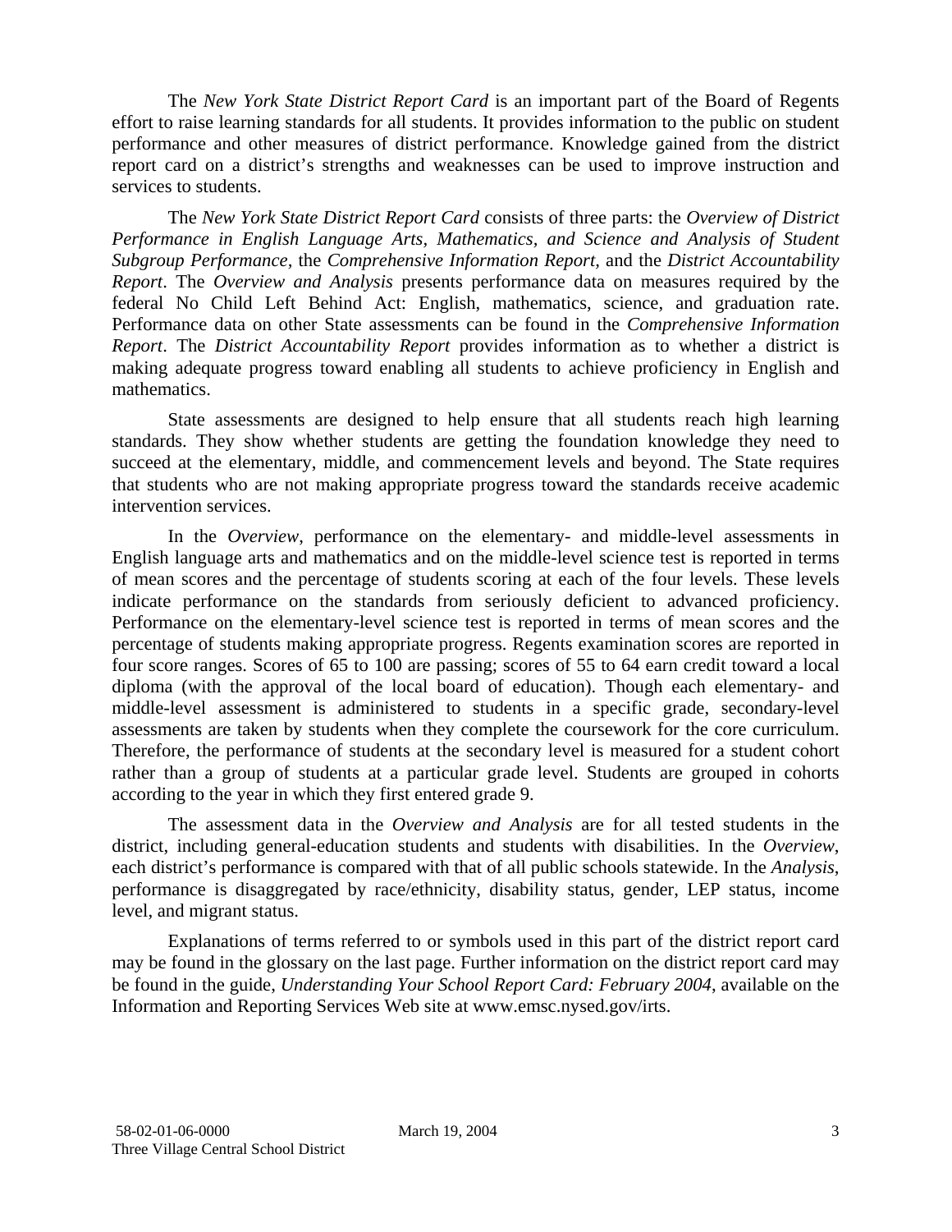The *New York State District Report Card* is an important part of the Board of Regents effort to raise learning standards for all students. It provides information to the public on student performance and other measures of district performance. Knowledge gained from the district report card on a district's strengths and weaknesses can be used to improve instruction and services to students.

The *New York State District Report Card* consists of three parts: the *Overview of District Performance in English Language Arts, Mathematics, and Science and Analysis of Student Subgroup Performance,* the *Comprehensive Information Report,* and the *District Accountability Report*. The *Overview and Analysis* presents performance data on measures required by the federal No Child Left Behind Act: English, mathematics, science, and graduation rate. Performance data on other State assessments can be found in the *Comprehensive Information Report*. The *District Accountability Report* provides information as to whether a district is making adequate progress toward enabling all students to achieve proficiency in English and mathematics.

State assessments are designed to help ensure that all students reach high learning standards. They show whether students are getting the foundation knowledge they need to succeed at the elementary, middle, and commencement levels and beyond. The State requires that students who are not making appropriate progress toward the standards receive academic intervention services.

In the *Overview*, performance on the elementary- and middle-level assessments in English language arts and mathematics and on the middle-level science test is reported in terms of mean scores and the percentage of students scoring at each of the four levels. These levels indicate performance on the standards from seriously deficient to advanced proficiency. Performance on the elementary-level science test is reported in terms of mean scores and the percentage of students making appropriate progress. Regents examination scores are reported in four score ranges. Scores of 65 to 100 are passing; scores of 55 to 64 earn credit toward a local diploma (with the approval of the local board of education). Though each elementary- and middle-level assessment is administered to students in a specific grade, secondary-level assessments are taken by students when they complete the coursework for the core curriculum. Therefore, the performance of students at the secondary level is measured for a student cohort rather than a group of students at a particular grade level. Students are grouped in cohorts according to the year in which they first entered grade 9.

The assessment data in the *Overview and Analysis* are for all tested students in the district, including general-education students and students with disabilities. In the *Overview*, each district's performance is compared with that of all public schools statewide. In the *Analysis*, performance is disaggregated by race/ethnicity, disability status, gender, LEP status, income level, and migrant status.

Explanations of terms referred to or symbols used in this part of the district report card may be found in the glossary on the last page. Further information on the district report card may be found in the guide, *Understanding Your School Report Card: February 2004*, available on the Information and Reporting Services Web site at www.emsc.nysed.gov/irts.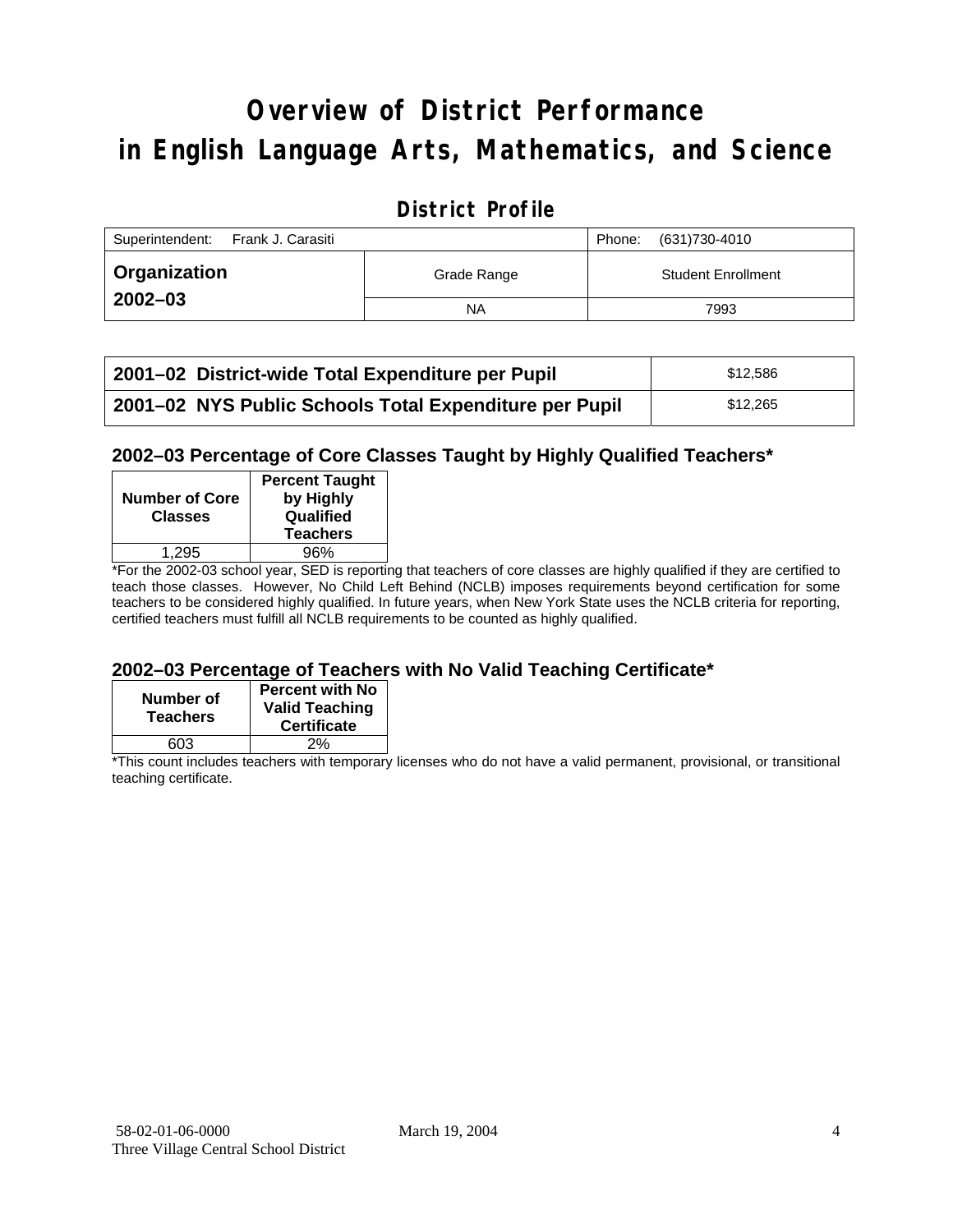# Overview of District Performance in English Language Arts, Mathematics, and Science

## District Profile

| Superintendent: Frank J. Carasiti | | Phone: (631)730-4010 |
|---|---|---|
| **Organization 2002–03** | Grade Range | Student Enrollment |
| | NA | 7993 |

| | |
|---|---|
| **2001–02 District-wide Total Expenditure per Pupil** | $12,586 |
| **2001–02 NYS Public Schools Total Expenditure per Pupil** | $12,265 |

### 2002–03 Percentage of Core Classes Taught by Highly Qualified Teachers*

| Number of Core Classes | Percent Taught by Highly Qualified Teachers |
|---|---|
| 1,295 | 96% |

*For the 2002-03 school year, SED is reporting that teachers of core classes are highly qualified if they are certified to teach those classes. However, No Child Left Behind (NCLB) imposes requirements beyond certification for some teachers to be considered highly qualified. In future years, when New York State uses the NCLB criteria for reporting, certified teachers must fulfill all NCLB requirements to be counted as highly qualified.

### 2002–03 Percentage of Teachers with No Valid Teaching Certificate*

| Number of Teachers | Percent with No Valid Teaching Certificate |
|---|---|
| 603 | 2% |

*This count includes teachers with temporary licenses who do not have a valid permanent, provisional, or transitional teaching certificate.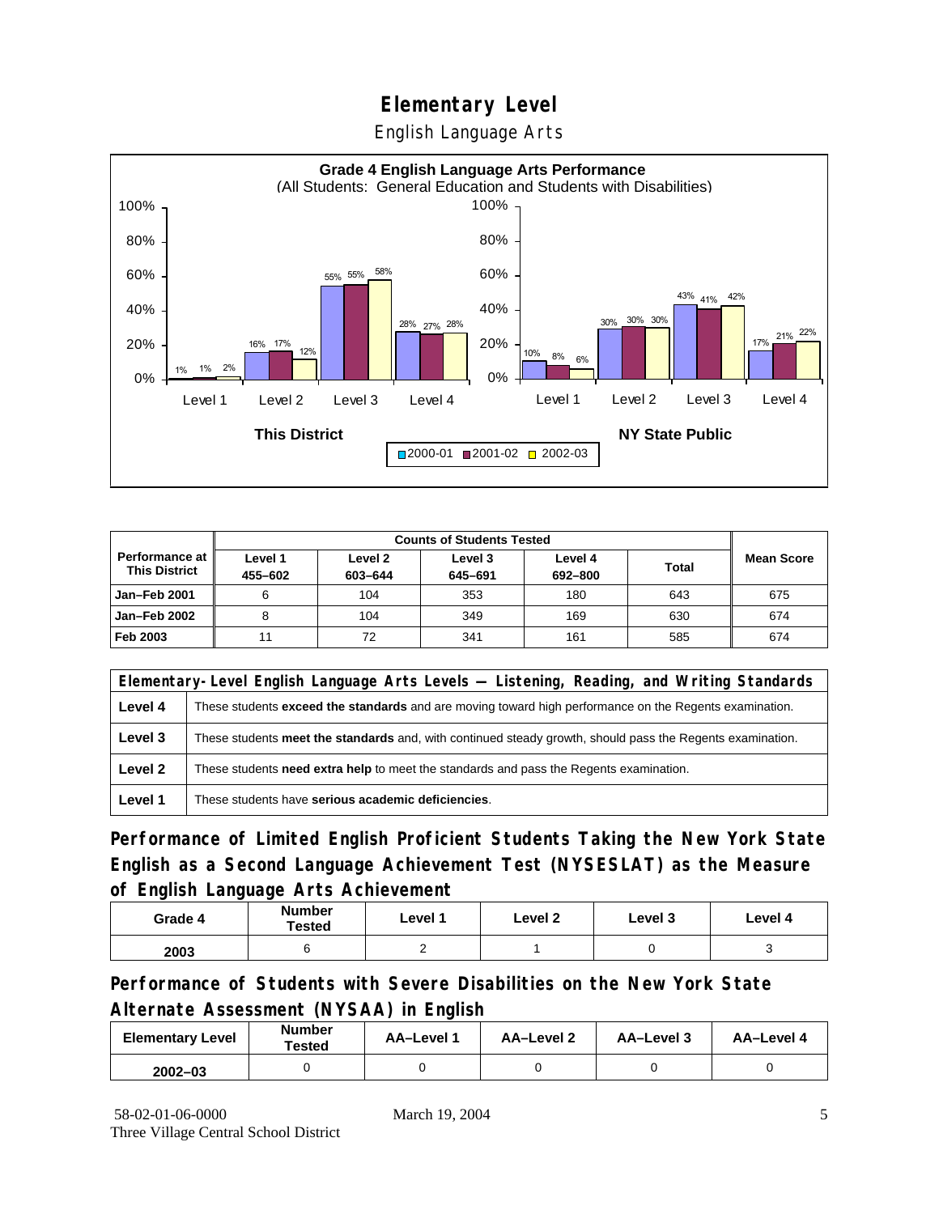# Elementary Level

English Language Arts

**Grade 4 English Language Arts Performance**
(All Students: General Education and Students with Disabilities)

| This District | 2000-01 | 2001-02 | 2002-03 |
|---|---|---|---|
| Level 1 | 1% | 1% | 2% |
| Level 2 | 16% | 17% | 12% |
| Level 3 | 55% | 55% | 58% |
| Level 4 | 28% | 27% | 28% |

| NY State Public | 2000-01 | 2001-02 | 2002-03 |
|---|---|---|---|
| Level 1 | 10% | 8% | 6% |
| Level 2 | 30% | 30% | 30% |
| Level 3 | 43% | 41% | 42% |
| Level 4 | 17% | 21% | 22% |

| Performance at This District | Counts of Students Tested | | | | | Mean Score |
|---|---|---|---|---|---|---|
| | Level 1 455–602 | Level 2 603–644 | Level 3 645–691 | Level 4 692–800 | Total | |
| Jan–Feb 2001 | 6 | 104 | 353 | 180 | 643 | 675 |
| Jan–Feb 2002 | 8 | 104 | 349 | 169 | 630 | 674 |
| Feb 2003 | 11 | 72 | 341 | 161 | 585 | 674 |

| Elementary-Level English Language Arts Levels — Listening, Reading, and Writing Standards | |
|---|---|
| Level 4 | These students **exceed the standards** and are moving toward high performance on the Regents examination. |
| Level 3 | These students **meet the standards** and, with continued steady growth, should pass the Regents examination. |
| Level 2 | These students **need extra help** to meet the standards and pass the Regents examination. |
| Level 1 | These students have **serious academic deficiencies**. |

## Performance of Limited English Proficient Students Taking the New York State English as a Second Language Achievement Test (NYSESLAT) as the Measure of English Language Arts Achievement

| Grade 4 | Number Tested | Level 1 | Level 2 | Level 3 | Level 4 |
|---|---|---|---|---|---|
| 2003 | 6 | 2 | 1 | 0 | 3 |

## Performance of Students with Severe Disabilities on the New York State Alternate Assessment (NYSAA) in English

| Elementary Level | Number Tested | AA–Level 1 | AA–Level 2 | AA–Level 3 | AA–Level 4 |
|---|---|---|---|---|---|
| 2002–03 | 0 | 0 | 0 | 0 | 0 |

58-02-01-06-0000 March 19, 2004
Three Village Central School District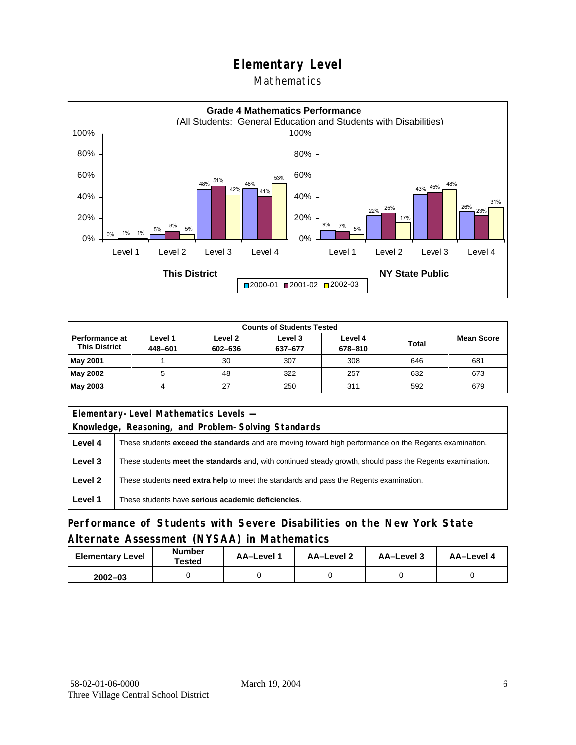# Elementary Level

## Mathematics

**Grade 4 Mathematics Performance**
(All Students: General Education and Students with Disabilities)

| | This District 2000-01 | This District 2001-02 | This District 2002-03 | NY State Public 2000-01 | NY State Public 2001-02 | NY State Public 2002-03 |
|---|---|---|---|---|---|---|
| Level 1 | 0% | 1% | 1% | 9% | 7% | 5% |
| Level 2 | 5% | 8% | 5% | 22% | 25% | 17% |
| Level 3 | 48% | 51% | 42% | 43% | 45% | 48% |
| Level 4 | 48% | 41% | 53% | 26% | 23% | 31% |

| Performance at This District | Counts of Students Tested | | | | | Mean Score |
|---|---|---|---|---|---|---|
| | Level 1 448–601 | Level 2 602–636 | Level 3 637–677 | Level 4 678–810 | Total | |
| **May 2001** | 1 | 30 | 307 | 308 | 646 | 681 |
| **May 2002** | 5 | 48 | 322 | 257 | 632 | 673 |
| **May 2003** | 4 | 27 | 250 | 311 | 592 | 679 |

| Elementary-Level Mathematics Levels — Knowledge, Reasoning, and Problem-Solving Standards | |
|---|---|
| **Level 4** | These students **exceed the standards** and are moving toward high performance on the Regents examination. |
| **Level 3** | These students **meet the standards** and, with continued steady growth, should pass the Regents examination. |
| **Level 2** | These students **need extra help** to meet the standards and pass the Regents examination. |
| **Level 1** | These students have **serious academic deficiencies**. |

## Performance of Students with Severe Disabilities on the New York State Alternate Assessment (NYSAA) in Mathematics

| Elementary Level | Number Tested | AA–Level 1 | AA–Level 2 | AA–Level 3 | AA–Level 4 |
|---|---|---|---|---|---|
| 2002–03 | 0 | 0 | 0 | 0 | 0 |

58-02-01-06-0000 March 19, 2004
Three Village Central School District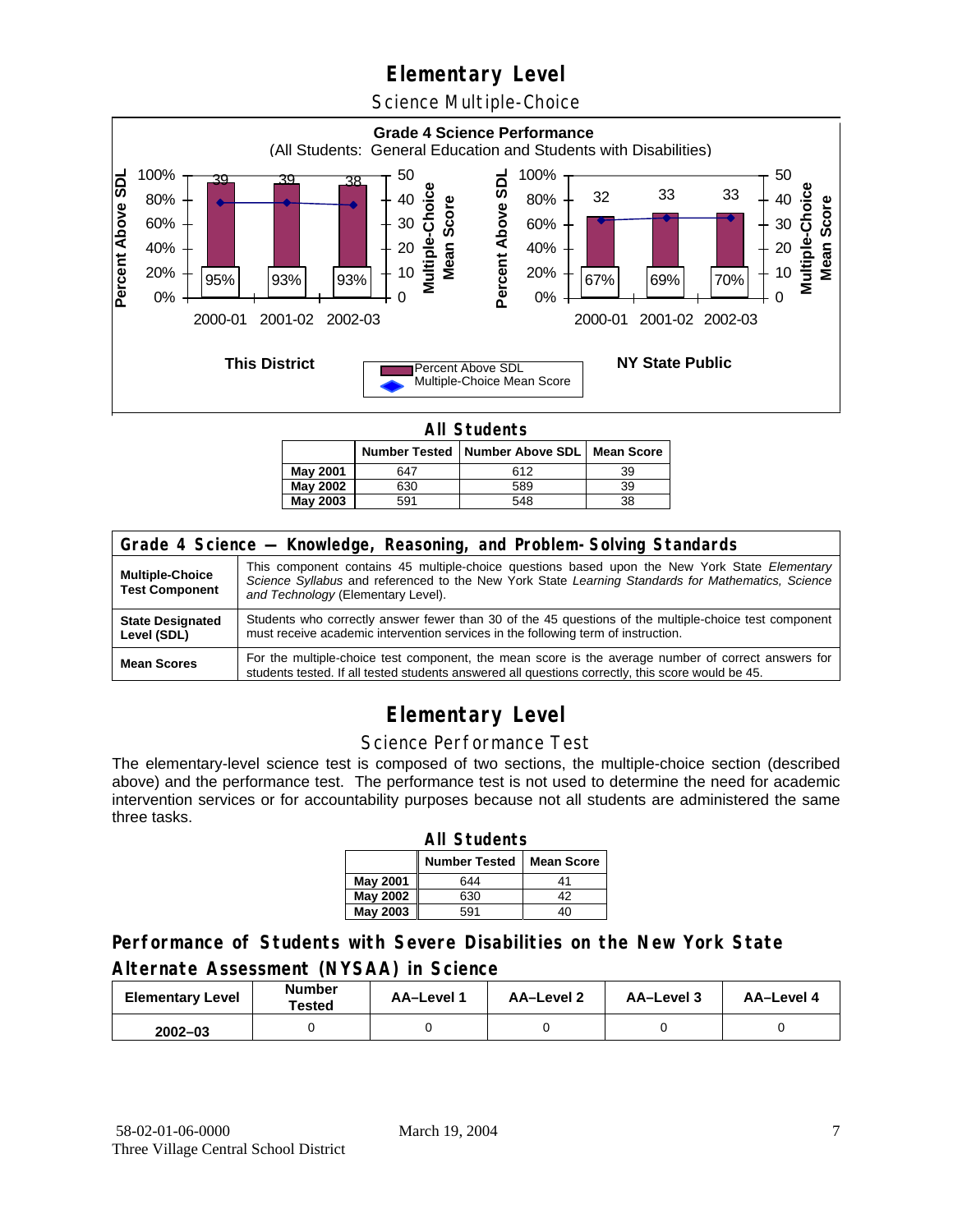# Elementary Level

## Science Multiple-Choice

**Grade 4 Science Performance**
(All Students: General Education and Students with Disabilities)

**This District**

| | 2000-01 | 2001-02 | 2002-03 |
|---|---|---|---|
| Percent Above SDL | 95% | 93% | 93% |
| Multiple-Choice Mean Score | 39 | 39 | 38 |

**NY State Public**

| | 2000-01 | 2001-02 | 2002-03 |
|---|---|---|---|
| Percent Above SDL | 67% | 69% | 70% |
| Multiple-Choice Mean Score | 32 | 33 | 33 |

### All Students

| | Number Tested | Number Above SDL | Mean Score |
|---|---|---|---|
| **May 2001** | 647 | 612 | 39 |
| **May 2002** | 630 | 589 | 39 |
| **May 2003** | 591 | 548 | 38 |

| Grade 4 Science — Knowledge, Reasoning, and Problem-Solving Standards | |
|---|---|
| **Multiple-Choice Test Component** | This component contains 45 multiple-choice questions based upon the New York State *Elementary Science Syllabus* and referenced to the New York State *Learning Standards for Mathematics, Science and Technology* (Elementary Level). |
| **State Designated Level (SDL)** | Students who correctly answer fewer than 30 of the 45 questions of the multiple-choice test component must receive academic intervention services in the following term of instruction. |
| **Mean Scores** | For the multiple-choice test component, the mean score is the average number of correct answers for students tested. If all tested students answered all questions correctly, this score would be 45. |

# Elementary Level

## Science Performance Test

The elementary-level science test is composed of two sections, the multiple-choice section (described above) and the performance test. The performance test is not used to determine the need for academic intervention services or for accountability purposes because not all students are administered the same three tasks.

### All Students

| | Number Tested | Mean Score |
|---|---|---|
| **May 2001** | 644 | 41 |
| **May 2002** | 630 | 42 |
| **May 2003** | 591 | 40 |

## Performance of Students with Severe Disabilities on the New York State Alternate Assessment (NYSAA) in Science

| Elementary Level | Number Tested | AA–Level 1 | AA–Level 2 | AA–Level 3 | AA–Level 4 |
|---|---|---|---|---|---|
| **2002–03** | 0 | 0 | 0 | 0 | 0 |

58-02-01-06-0000
Three Village Central School District

March 19, 2004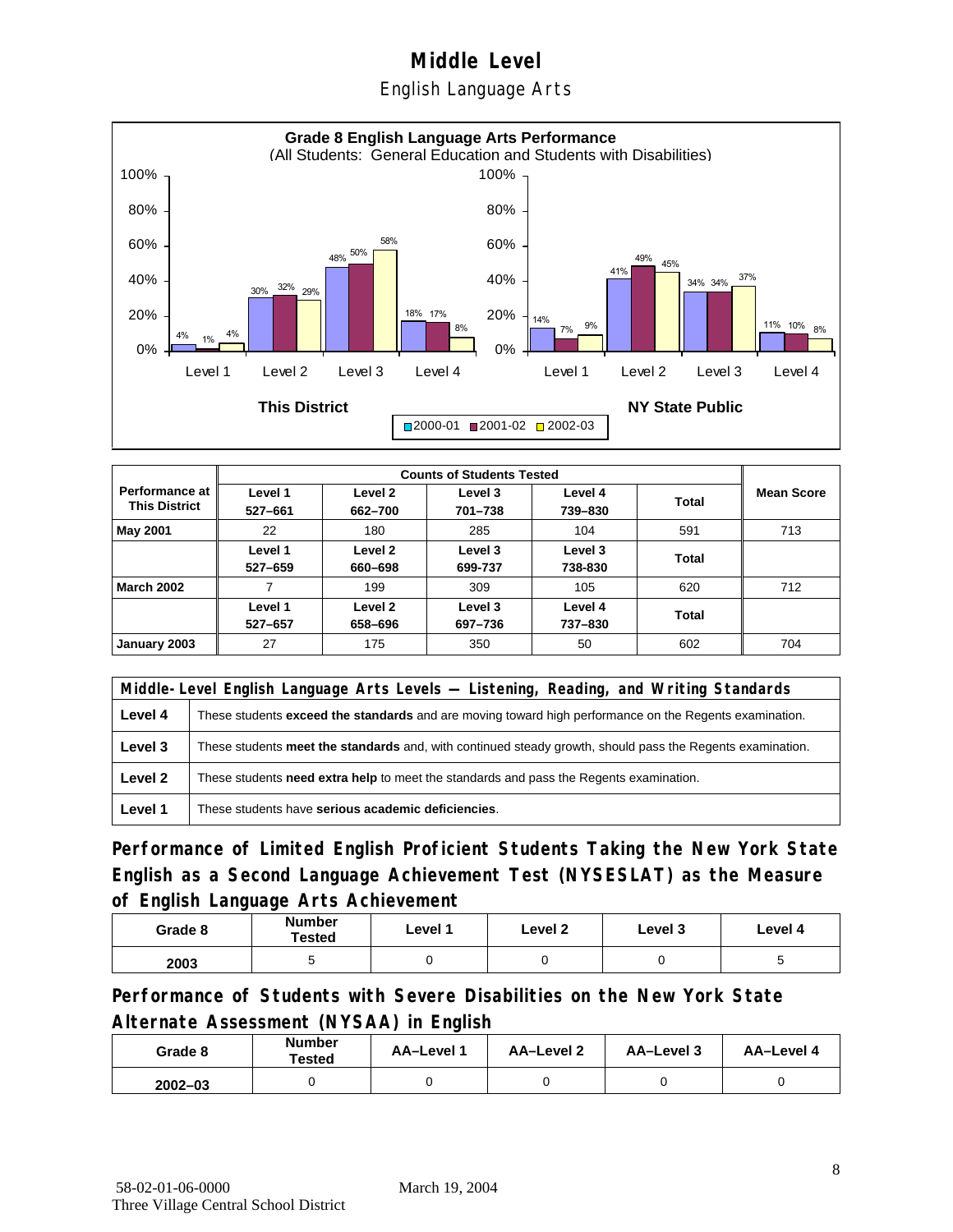# Middle Level

## English Language Arts

**Grade 8 English Language Arts Performance**
(All Students: General Education and Students with Disabilities)

| | This District 2000-01 | This District 2001-02 | This District 2002-03 | NY State Public 2000-01 | NY State Public 2001-02 | NY State Public 2002-03 |
|---|---|---|---|---|---|---|
| Level 1 | 4% | 1% | 4% | 14% | 7% | 9% |
| Level 2 | 30% | 32% | 29% | 41% | 49% | 45% |
| Level 3 | 48% | 50% | 58% | 34% | 34% | 37% |
| Level 4 | 18% | 17% | 8% | 11% | 10% | 8% |

| Performance at This District | Counts of Students Tested | | | | | Mean Score |
|---|---|---|---|---|---|---|
| | Level 1 527–661 | Level 2 662–700 | Level 3 701–738 | Level 4 739–830 | Total | |
| **May 2001** | 22 | 180 | 285 | 104 | 591 | 713 |
| | Level 1 527–659 | Level 2 660–698 | Level 3 699-737 | Level 3 738-830 | Total | |
| **March 2002** | 7 | 199 | 309 | 105 | 620 | 712 |
| | Level 1 527–657 | Level 2 658–696 | Level 3 697–736 | Level 4 737–830 | Total | |
| **January 2003** | 27 | 175 | 350 | 50 | 602 | 704 |

| Middle-Level English Language Arts Levels — Listening, Reading, and Writing Standards | |
|---|---|
| **Level 4** | These students **exceed the standards** and are moving toward high performance on the Regents examination. |
| **Level 3** | These students **meet the standards** and, with continued steady growth, should pass the Regents examination. |
| **Level 2** | These students **need extra help** to meet the standards and pass the Regents examination. |
| **Level 1** | These students have **serious academic deficiencies**. |

## Performance of Limited English Proficient Students Taking the New York State English as a Second Language Achievement Test (NYSESLAT) as the Measure of English Language Arts Achievement

| Grade 8 | Number Tested | Level 1 | Level 2 | Level 3 | Level 4 |
|---|---|---|---|---|---|
| 2003 | 5 | 0 | 0 | 0 | 5 |

## Performance of Students with Severe Disabilities on the New York State Alternate Assessment (NYSAA) in English

| Grade 8 | Number Tested | AA–Level 1 | AA–Level 2 | AA–Level 3 | AA–Level 4 |
|---|---|---|---|---|---|
| 2002–03 | 0 | 0 | 0 | 0 | 0 |

58-02-01-06-0000 March 19, 2004
Three Village Central School District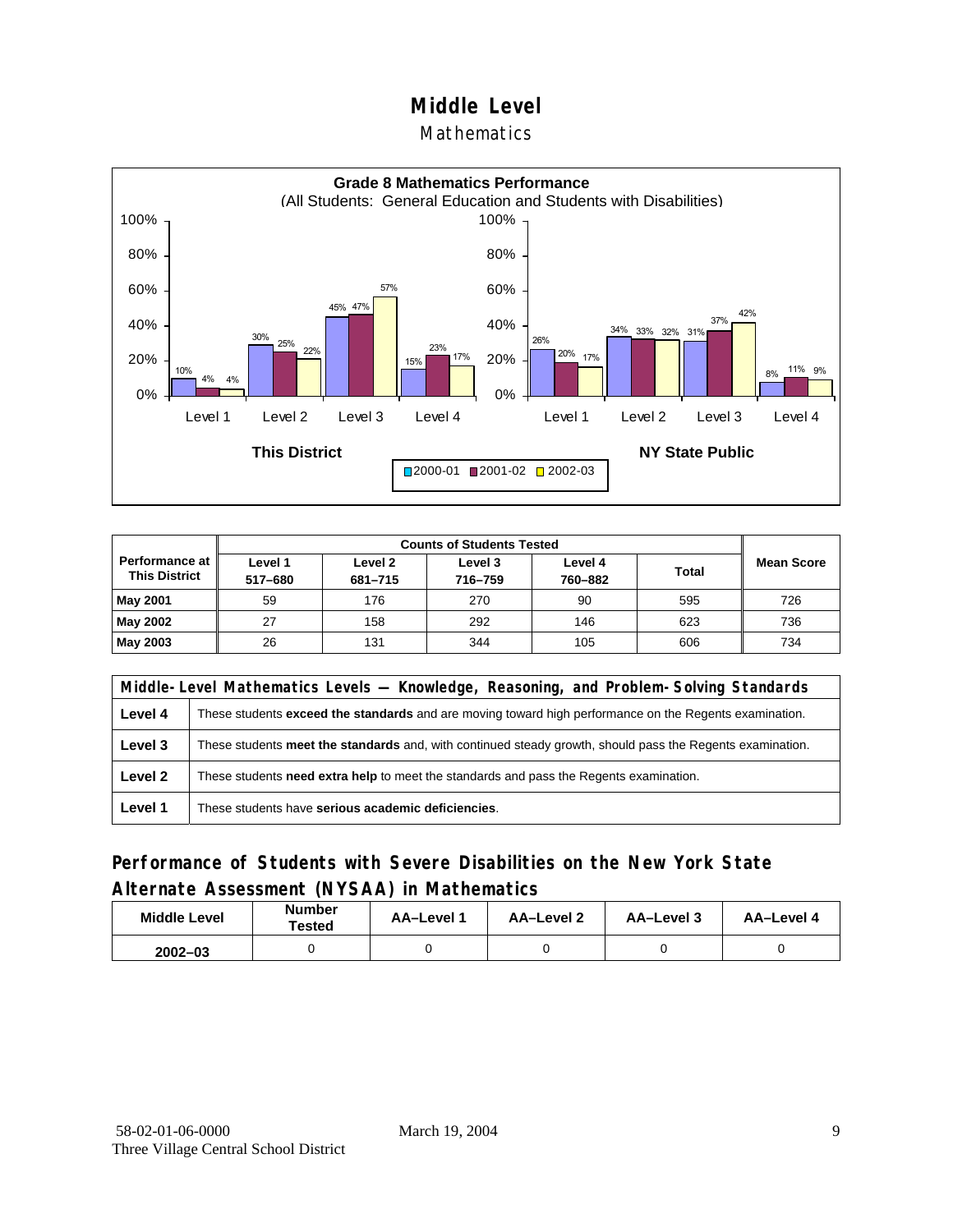# Middle Level

## Mathematics

**Grade 8 Mathematics Performance**
(All Students: General Education and Students with Disabilities)

| | Level 1 | Level 2 | Level 3 | Level 4 |
|---|---|---|---|---|
| **This District** 2000-01 | 10% | 30% | 45% | 15% |
| **This District** 2001-02 | 4% | 25% | 47% | 23% |
| **This District** 2002-03 | 4% | 22% | 57% | 17% |
| **NY State Public** 2000-01 | 26% | 34% | 31% | 8% |
| **NY State Public** 2001-02 | 20% | 33% | 37% | 11% |
| **NY State Public** 2002-03 | 17% | 32% | 42% | 9% |

| Performance at This District | Counts of Students Tested | | | | | Mean Score |
|---|---|---|---|---|---|---|
| | Level 1 517–680 | Level 2 681–715 | Level 3 716–759 | Level 4 760–882 | Total | |
| **May 2001** | 59 | 176 | 270 | 90 | 595 | 726 |
| **May 2002** | 27 | 158 | 292 | 146 | 623 | 736 |
| **May 2003** | 26 | 131 | 344 | 105 | 606 | 734 |

| Middle-Level Mathematics Levels — Knowledge, Reasoning, and Problem-Solving Standards | |
|---|---|
| **Level 4** | These students **exceed the standards** and are moving toward high performance on the Regents examination. |
| **Level 3** | These students **meet the standards** and, with continued steady growth, should pass the Regents examination. |
| **Level 2** | These students **need extra help** to meet the standards and pass the Regents examination. |
| **Level 1** | These students have **serious academic deficiencies**. |

## Performance of Students with Severe Disabilities on the New York State Alternate Assessment (NYSAA) in Mathematics

| Middle Level | Number Tested | AA–Level 1 | AA–Level 2 | AA–Level 3 | AA–Level 4 |
|---|---|---|---|---|---|
| **2002–03** | 0 | 0 | 0 | 0 | 0 |

58-02-01-06-0000
Three Village Central School District

March 19, 2004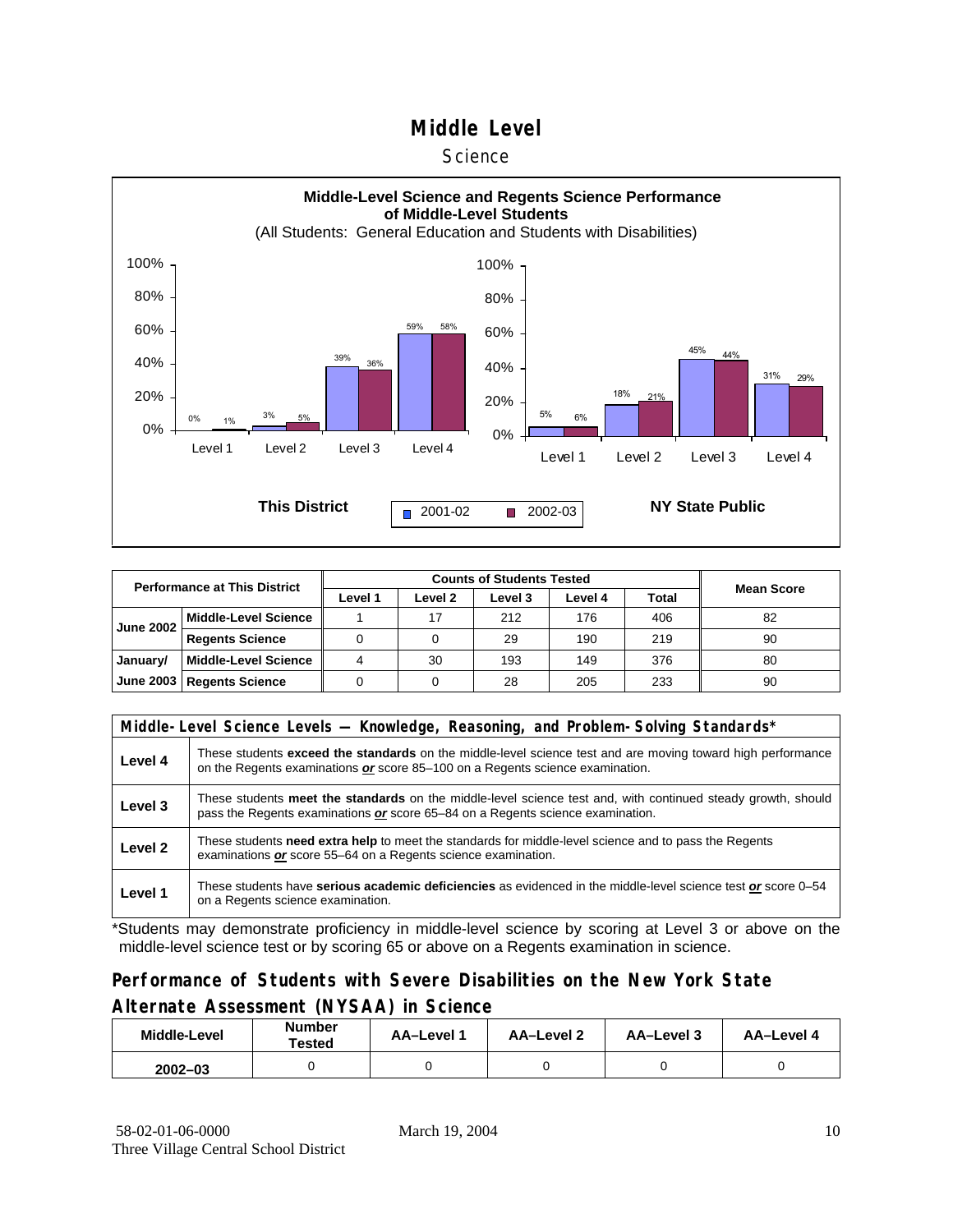# Middle Level

Science

**Middle-Level Science and Regents Science Performance of Middle-Level Students**

(All Students: General Education and Students with Disabilities)

**This District**

| | 2001-02 | 2002-03 |
|---|---|---|
| Level 1 | 0% | 1% |
| Level 2 | 3% | 5% |
| Level 3 | 39% | 36% |
| Level 4 | 59% | 58% |

**NY State Public**

| | 2001-02 | 2002-03 |
|---|---|---|
| Level 1 | 5% | 6% |
| Level 2 | 18% | 21% |
| Level 3 | 45% | 44% |
| Level 4 | 31% | 29% |

| Performance at This District | | Counts of Students Tested | | | | | Mean Score |
|---|---|---|---|---|---|---|---|
| | | Level 1 | Level 2 | Level 3 | Level 4 | Total | |
| June 2002 | Middle-Level Science | 1 | 17 | 212 | 176 | 406 | 82 |
| | Regents Science | 0 | 0 | 29 | 190 | 219 | 90 |
| January/ June 2003 | Middle-Level Science | 4 | 30 | 193 | 149 | 376 | 80 |
| | Regents Science | 0 | 0 | 28 | 205 | 233 | 90 |

| Middle-Level Science Levels — Knowledge, Reasoning, and Problem-Solving Standards* | |
|---|---|
| Level 4 | These students **exceed the standards** on the middle-level science test and are moving toward high performance on the Regents examinations ***or*** score 85–100 on a Regents science examination. |
| Level 3 | These students **meet the standards** on the middle-level science test and, with continued steady growth, should pass the Regents examinations ***or*** score 65–84 on a Regents science examination. |
| Level 2 | These students **need extra help** to meet the standards for middle-level science and to pass the Regents examinations ***or*** score 55–64 on a Regents science examination. |
| Level 1 | These students have **serious academic deficiencies** as evidenced in the middle-level science test ***or*** score 0–54 on a Regents science examination. |

*Students may demonstrate proficiency in middle-level science by scoring at Level 3 or above on the middle-level science test or by scoring 65 or above on a Regents examination in science.

## Performance of Students with Severe Disabilities on the New York State Alternate Assessment (NYSAA) in Science

| Middle-Level | Number Tested | AA–Level 1 | AA–Level 2 | AA–Level 3 | AA–Level 4 |
|---|---|---|---|---|---|
| 2002–03 | 0 | 0 | 0 | 0 | 0 |

58-02-01-06-0000 March 19, 2004
Three Village Central School District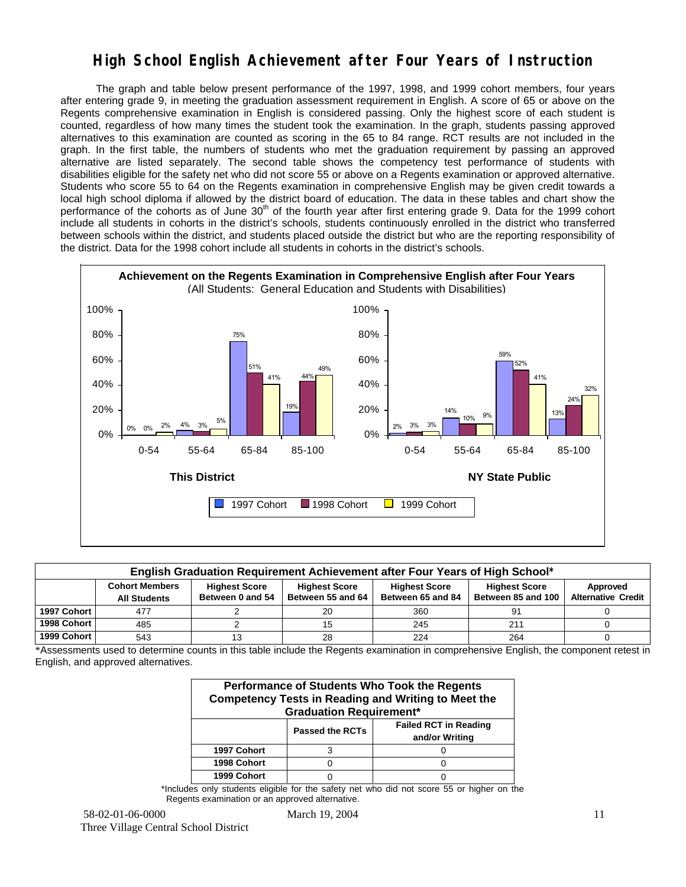# High School English Achievement after Four Years of Instruction

The graph and table below present performance of the 1997, 1998, and 1999 cohort members, four years after entering grade 9, in meeting the graduation assessment requirement in English. A score of 65 or above on the Regents comprehensive examination in English is considered passing. Only the highest score of each student is counted, regardless of how many times the student took the examination. In the graph, students passing approved alternatives to this examination are counted as scoring in the 65 to 84 range. RCT results are not included in the graph. In the first table, the numbers of students who met the graduation requirement by passing an approved alternative are listed separately. The second table shows the competency test performance of students with disabilities eligible for the safety net who did not score 55 or above on a Regents examination or approved alternative. Students who score 55 to 64 on the Regents examination in comprehensive English may be given credit towards a local high school diploma if allowed by the district board of education. The data in these tables and chart show the performance of the cohorts as of June 30th of the fourth year after first entering grade 9. Data for the 1999 cohort include all students in cohorts in the district's schools, students continuously enrolled in the district who transferred between schools within the district, and students placed outside the district but who are the reporting responsibility of the district. Data for the 1998 cohort include all students in cohorts in the district's schools.

**Achievement on the Regents Examination in Comprehensive English after Four Years**
(All Students: General Education and Students with Disabilities)

**This District**

| Score Range | 1997 Cohort | 1998 Cohort | 1999 Cohort |
|---|---|---|---|
| 0-54 | 0% | 0% | 2% |
| 55-64 | 4% | 3% | 5% |
| 65-84 | 75% | 51% | 41% |
| 85-100 | 19% | 44% | 49% |

**NY State Public**

| Score Range | 1997 Cohort | 1998 Cohort | 1999 Cohort |
|---|---|---|---|
| 0-54 | 2% | 3% | 3% |
| 55-64 | 14% | 10% | 9% |
| 65-84 | 59% | 52% | 41% |
| 85-100 | 13% | 24% | 32% |

**English Graduation Requirement Achievement after Four Years of High School***

| | Cohort Members All Students | Highest Score Between 0 and 54 | Highest Score Between 55 and 64 | Highest Score Between 65 and 84 | Highest Score Between 85 and 100 | Approved Alternative Credit |
|---|---|---|---|---|---|---|
| 1997 Cohort | 477 | 2 | 20 | 360 | 91 | 0 |
| 1998 Cohort | 485 | 2 | 15 | 245 | 211 | 0 |
| 1999 Cohort | 543 | 13 | 28 | 224 | 264 | 0 |

*Assessments used to determine counts in this table include the Regents examination in comprehensive English, the component retest in English, and approved alternatives.

**Performance of Students Who Took the Regents Competency Tests in Reading and Writing to Meet the Graduation Requirement***

| | Passed the RCTs | Failed RCT in Reading and/or Writing |
|---|---|---|
| 1997 Cohort | 3 | 0 |
| 1998 Cohort | 0 | 0 |
| 1999 Cohort | 0 | 0 |

*Includes only students eligible for the safety net who did not score 55 or higher on the Regents examination or an approved alternative.

58-02-01-06-0000 March 19, 2004
Three Village Central School District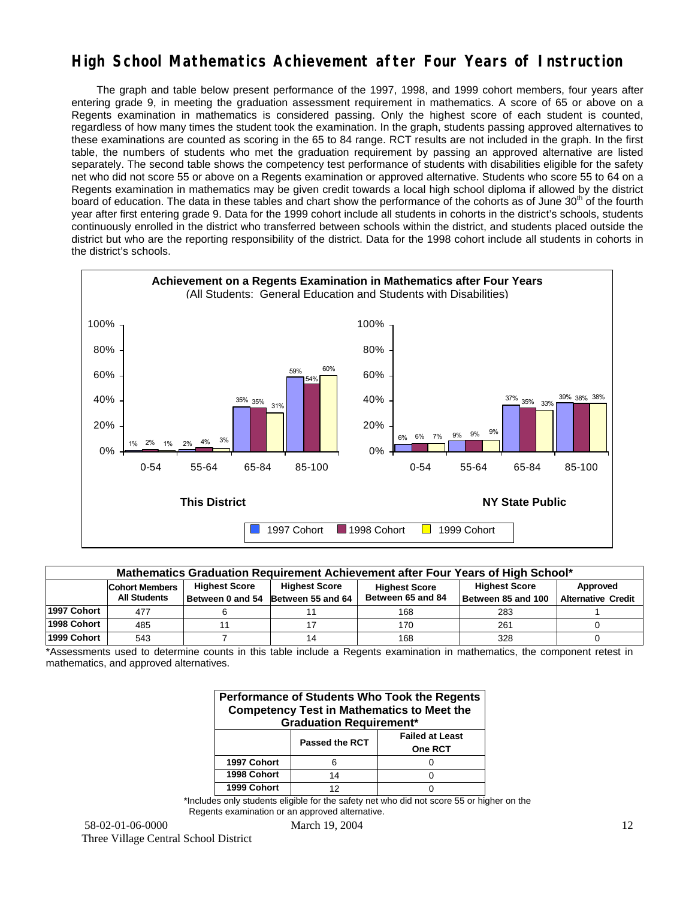# High School Mathematics Achievement after Four Years of Instruction

The graph and table below present performance of the 1997, 1998, and 1999 cohort members, four years after entering grade 9, in meeting the graduation assessment requirement in mathematics. A score of 65 or above on a Regents examination in mathematics is considered passing. Only the highest score of each student is counted, regardless of how many times the student took the examination. In the graph, students passing approved alternatives to these examinations are counted as scoring in the 65 to 84 range. RCT results are not included in the graph. In the first table, the numbers of students who met the graduation requirement by passing an approved alternative are listed separately. The second table shows the competency test performance of students with disabilities eligible for the safety net who did not score 55 or above on a Regents examination or approved alternative. Students who score 55 to 64 on a Regents examination in mathematics may be given credit towards a local high school diploma if allowed by the district board of education. The data in these tables and chart show the performance of the cohorts as of June 30th of the fourth year after first entering grade 9. Data for the 1999 cohort include all students in cohorts in the district's schools, students continuously enrolled in the district who transferred between schools within the district, and students placed outside the district but who are the reporting responsibility of the district. Data for the 1998 cohort include all students in cohorts in the district's schools.

**Achievement on a Regents Examination in Mathematics after Four Years**
(All Students: General Education and Students with Disabilities)

**This District**

| Score Range | 1997 Cohort | 1998 Cohort | 1999 Cohort |
|---|---|---|---|
| 0-54 | 1% | 2% | 1% |
| 55-64 | 2% | 4% | 3% |
| 65-84 | 35% | 35% | 31% |
| 85-100 | 59% | 54% | 60% |

**NY State Public**

| Score Range | 1997 Cohort | 1998 Cohort | 1999 Cohort |
|---|---|---|---|
| 0-54 | 6% | 6% | 7% |
| 55-64 | 9% | 9% | 9% |
| 65-84 | 37% | 35% | 33% |
| 85-100 | 39% | 38% | 38% |

**Mathematics Graduation Requirement Achievement after Four Years of High School***

| | Cohort Members All Students | Highest Score Between 0 and 54 | Highest Score Between 55 and 64 | Highest Score Between 65 and 84 | Highest Score Between 85 and 100 | Approved Alternative Credit |
|---|---|---|---|---|---|---|
| 1997 Cohort | 477 | 6 | 11 | 168 | 283 | 1 |
| 1998 Cohort | 485 | 11 | 17 | 170 | 261 | 0 |
| 1999 Cohort | 543 | 7 | 14 | 168 | 328 | 0 |

*Assessments used to determine counts in this table include a Regents examination in mathematics, the component retest in mathematics, and approved alternatives.

**Performance of Students Who Took the Regents Competency Test in Mathematics to Meet the Graduation Requirement***

| | Passed the RCT | Failed at Least One RCT |
|---|---|---|
| 1997 Cohort | 6 | 0 |
| 1998 Cohort | 14 | 0 |
| 1999 Cohort | 12 | 0 |

*Includes only students eligible for the safety net who did not score 55 or higher on the Regents examination or an approved alternative.

58-02-01-06-0000 March 19, 2004

Three Village Central School District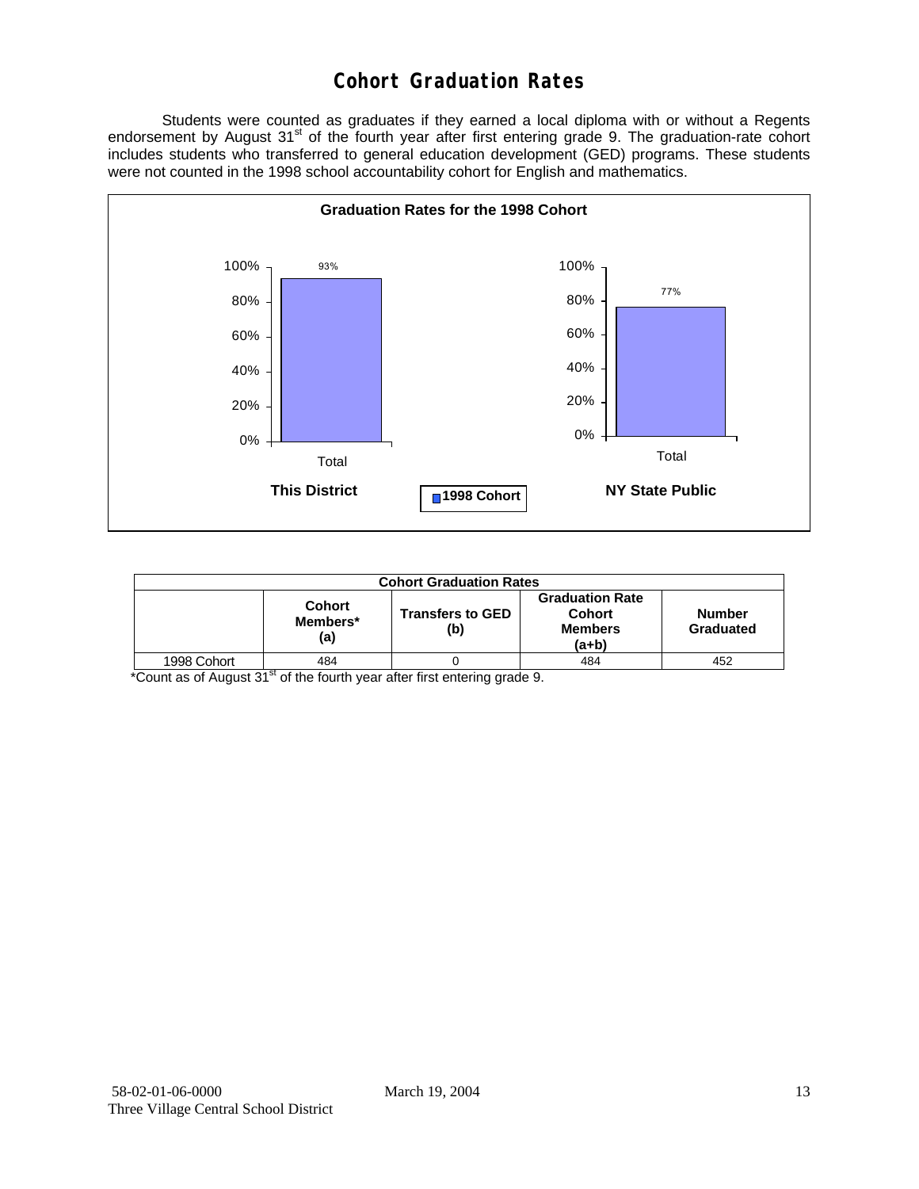# Cohort Graduation Rates

Students were counted as graduates if they earned a local diploma with or without a Regents endorsement by August 31st of the fourth year after first entering grade 9. The graduation-rate cohort includes students who transferred to general education development (GED) programs. These students were not counted in the 1998 school accountability cohort for English and mathematics.

**Graduation Rates for the 1998 Cohort**

| | This District | NY State Public |
|---|---|---|
| Total (1998 Cohort) | 93% | 77% |

| Cohort Graduation Rates | | | | |
|---|---|---|---|---|
| | **Cohort Members* (a)** | **Transfers to GED (b)** | **Graduation Rate Cohort Members (a+b)** | **Number Graduated** |
| 1998 Cohort | 484 | 0 | 484 | 452 |

*Count as of August 31st of the fourth year after first entering grade 9.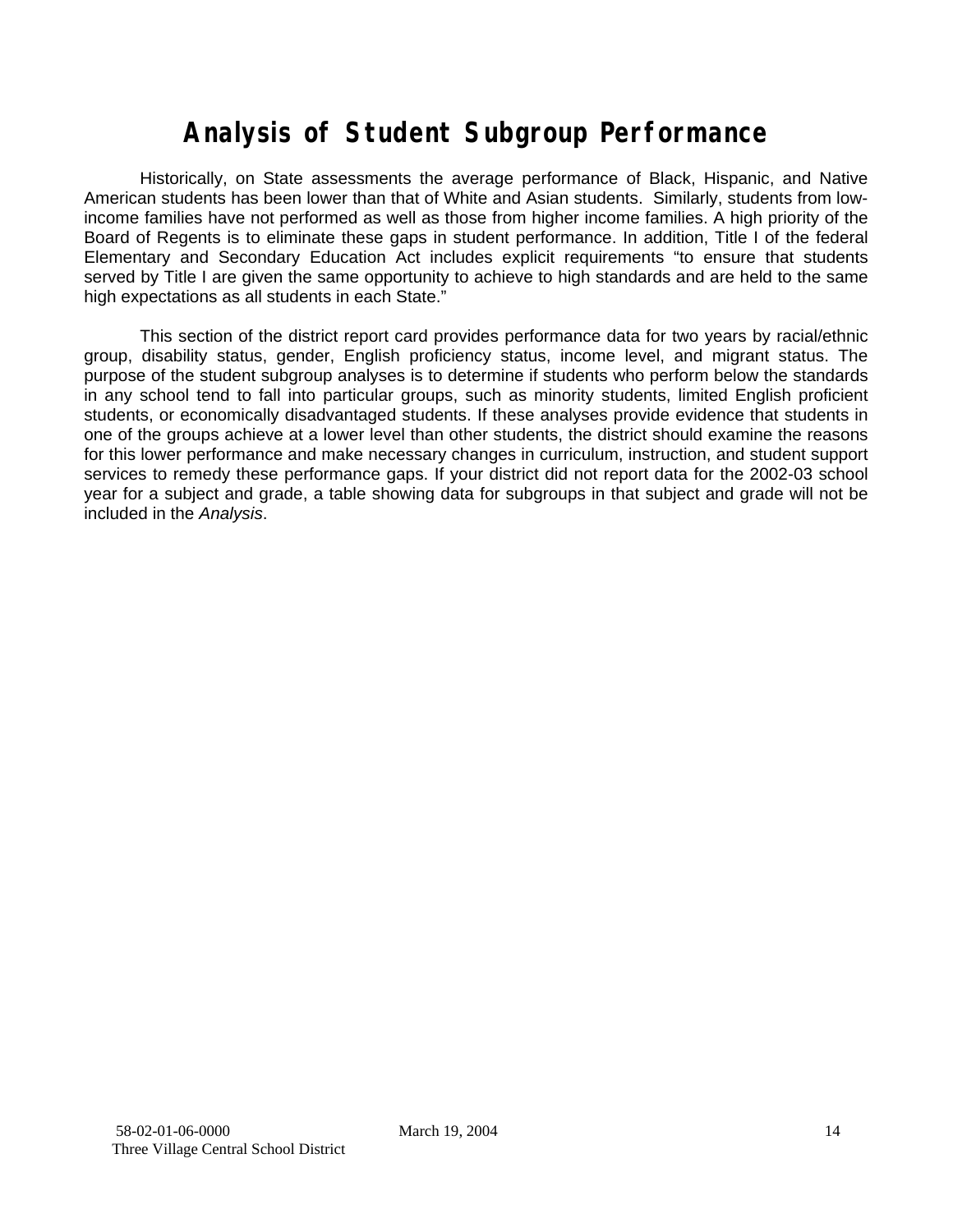# Analysis of Student Subgroup Performance

Historically, on State assessments the average performance of Black, Hispanic, and Native American students has been lower than that of White and Asian students. Similarly, students from low-income families have not performed as well as those from higher income families. A high priority of the Board of Regents is to eliminate these gaps in student performance. In addition, Title I of the federal Elementary and Secondary Education Act includes explicit requirements "to ensure that students served by Title I are given the same opportunity to achieve to high standards and are held to the same high expectations as all students in each State."

This section of the district report card provides performance data for two years by racial/ethnic group, disability status, gender, English proficiency status, income level, and migrant status. The purpose of the student subgroup analyses is to determine if students who perform below the standards in any school tend to fall into particular groups, such as minority students, limited English proficient students, or economically disadvantaged students. If these analyses provide evidence that students in one of the groups achieve at a lower level than other students, the district should examine the reasons for this lower performance and make necessary changes in curriculum, instruction, and student support services to remedy these performance gaps. If your district did not report data for the 2002-03 school year for a subject and grade, a table showing data for subgroups in that subject and grade will not be included in the *Analysis*.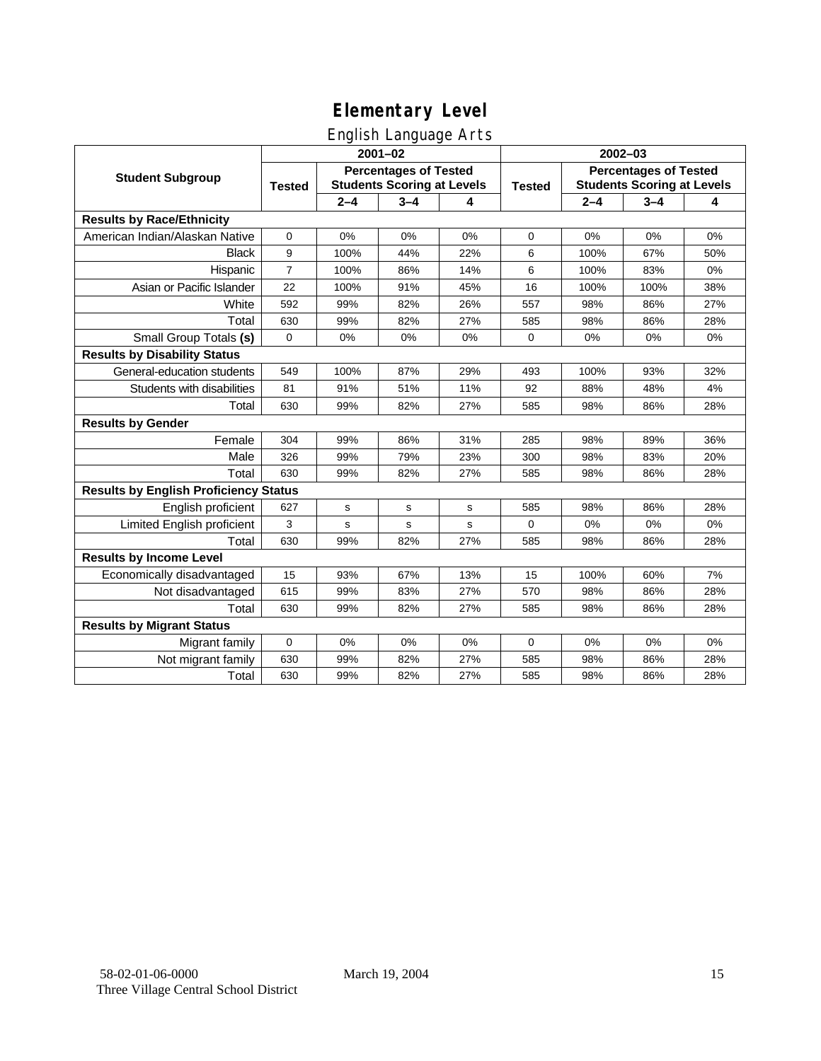# Elementary Level

## English Language Arts

| Student Subgroup | 2001–02 | | | | 2002–03 | | | |
|---|---|---|---|---|---|---|---|---|
| | Tested | Percentages of Tested Students Scoring at Levels | | | Tested | Percentages of Tested Students Scoring at Levels | | |
| | | 2–4 | 3–4 | 4 | | 2–4 | 3–4 | 4 |
| **Results by Race/Ethnicity** | | | | | | | | |
| American Indian/Alaskan Native | 0 | 0% | 0% | 0% | 0 | 0% | 0% | 0% |
| Black | 9 | 100% | 44% | 22% | 6 | 100% | 67% | 50% |
| Hispanic | 7 | 100% | 86% | 14% | 6 | 100% | 83% | 0% |
| Asian or Pacific Islander | 22 | 100% | 91% | 45% | 16 | 100% | 100% | 38% |
| White | 592 | 99% | 82% | 26% | 557 | 98% | 86% | 27% |
| Total | 630 | 99% | 82% | 27% | 585 | 98% | 86% | 28% |
| Small Group Totals **(s)** | 0 | 0% | 0% | 0% | 0 | 0% | 0% | 0% |
| **Results by Disability Status** | | | | | | | | |
| General-education students | 549 | 100% | 87% | 29% | 493 | 100% | 93% | 32% |
| Students with disabilities | 81 | 91% | 51% | 11% | 92 | 88% | 48% | 4% |
| Total | 630 | 99% | 82% | 27% | 585 | 98% | 86% | 28% |
| **Results by Gender** | | | | | | | | |
| Female | 304 | 99% | 86% | 31% | 285 | 98% | 89% | 36% |
| Male | 326 | 99% | 79% | 23% | 300 | 98% | 83% | 20% |
| Total | 630 | 99% | 82% | 27% | 585 | 98% | 86% | 28% |
| **Results by English Proficiency Status** | | | | | | | | |
| English proficient | 627 | s | s | s | 585 | 98% | 86% | 28% |
| Limited English proficient | 3 | s | s | s | 0 | 0% | 0% | 0% |
| Total | 630 | 99% | 82% | 27% | 585 | 98% | 86% | 28% |
| **Results by Income Level** | | | | | | | | |
| Economically disadvantaged | 15 | 93% | 67% | 13% | 15 | 100% | 60% | 7% |
| Not disadvantaged | 615 | 99% | 83% | 27% | 570 | 98% | 86% | 28% |
| Total | 630 | 99% | 82% | 27% | 585 | 98% | 86% | 28% |
| **Results by Migrant Status** | | | | | | | | |
| Migrant family | 0 | 0% | 0% | 0% | 0 | 0% | 0% | 0% |
| Not migrant family | 630 | 99% | 82% | 27% | 585 | 98% | 86% | 28% |
| Total | 630 | 99% | 82% | 27% | 585 | 98% | 86% | 28% |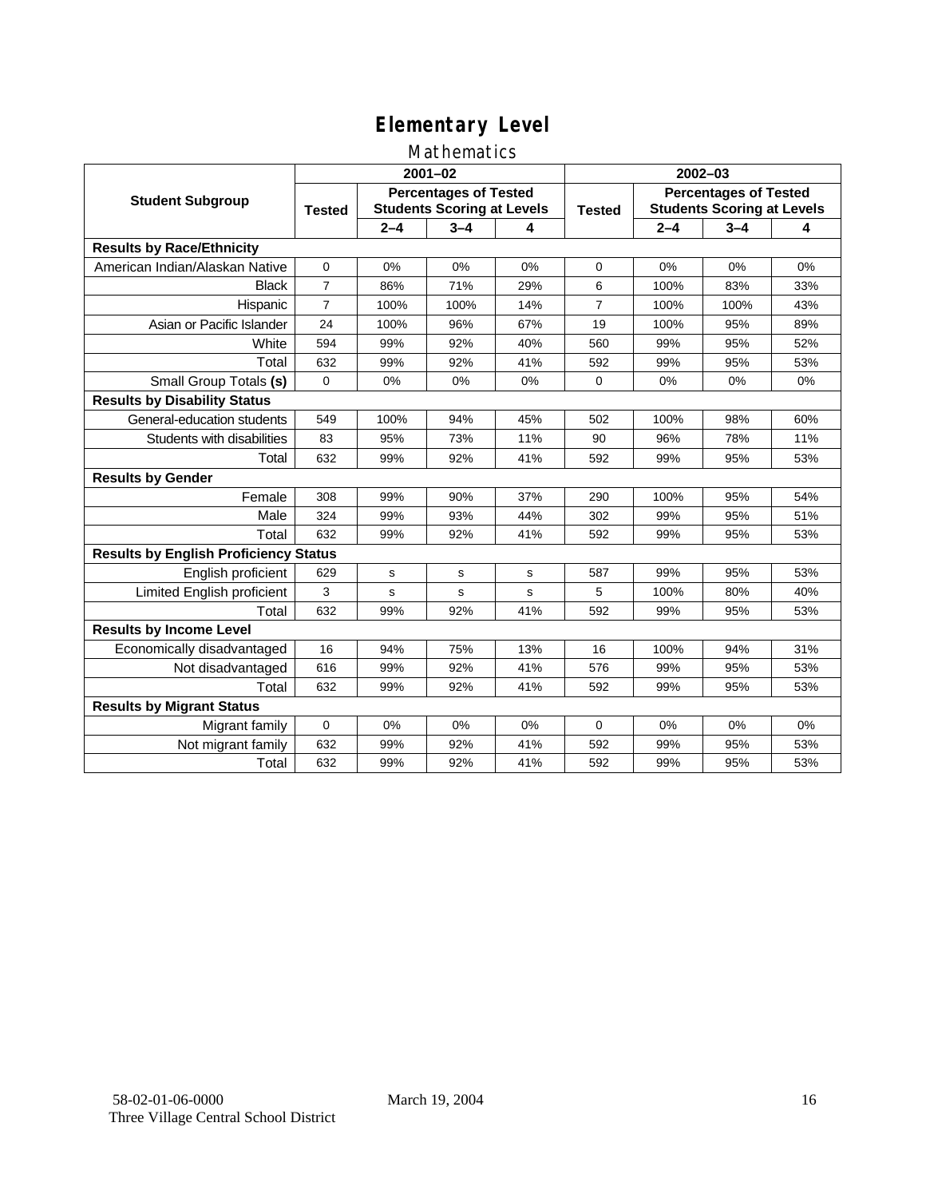# Elementary Level

## Mathematics

| Student Subgroup | 2001–02 | | | | 2002–03 | | | |
|---|---|---|---|---|---|---|---|---|
| | Tested | Percentages of Tested Students Scoring at Levels | | | Tested | Percentages of Tested Students Scoring at Levels | | |
| | | 2–4 | 3–4 | 4 | | 2–4 | 3–4 | 4 |
| **Results by Race/Ethnicity** | | | | | | | | |
| American Indian/Alaskan Native | 0 | 0% | 0% | 0% | 0 | 0% | 0% | 0% |
| Black | 7 | 86% | 71% | 29% | 6 | 100% | 83% | 33% |
| Hispanic | 7 | 100% | 100% | 14% | 7 | 100% | 100% | 43% |
| Asian or Pacific Islander | 24 | 100% | 96% | 67% | 19 | 100% | 95% | 89% |
| White | 594 | 99% | 92% | 40% | 560 | 99% | 95% | 52% |
| Total | 632 | 99% | 92% | 41% | 592 | 99% | 95% | 53% |
| Small Group Totals **(s)** | 0 | 0% | 0% | 0% | 0 | 0% | 0% | 0% |
| **Results by Disability Status** | | | | | | | | |
| General-education students | 549 | 100% | 94% | 45% | 502 | 100% | 98% | 60% |
| Students with disabilities | 83 | 95% | 73% | 11% | 90 | 96% | 78% | 11% |
| Total | 632 | 99% | 92% | 41% | 592 | 99% | 95% | 53% |
| **Results by Gender** | | | | | | | | |
| Female | 308 | 99% | 90% | 37% | 290 | 100% | 95% | 54% |
| Male | 324 | 99% | 93% | 44% | 302 | 99% | 95% | 51% |
| Total | 632 | 99% | 92% | 41% | 592 | 99% | 95% | 53% |
| **Results by English Proficiency Status** | | | | | | | | |
| English proficient | 629 | s | s | s | 587 | 99% | 95% | 53% |
| Limited English proficient | 3 | s | s | s | 5 | 100% | 80% | 40% |
| Total | 632 | 99% | 92% | 41% | 592 | 99% | 95% | 53% |
| **Results by Income Level** | | | | | | | | |
| Economically disadvantaged | 16 | 94% | 75% | 13% | 16 | 100% | 94% | 31% |
| Not disadvantaged | 616 | 99% | 92% | 41% | 576 | 99% | 95% | 53% |
| Total | 632 | 99% | 92% | 41% | 592 | 99% | 95% | 53% |
| **Results by Migrant Status** | | | | | | | | |
| Migrant family | 0 | 0% | 0% | 0% | 0 | 0% | 0% | 0% |
| Not migrant family | 632 | 99% | 92% | 41% | 592 | 99% | 95% | 53% |
| Total | 632 | 99% | 92% | 41% | 592 | 99% | 95% | 53% |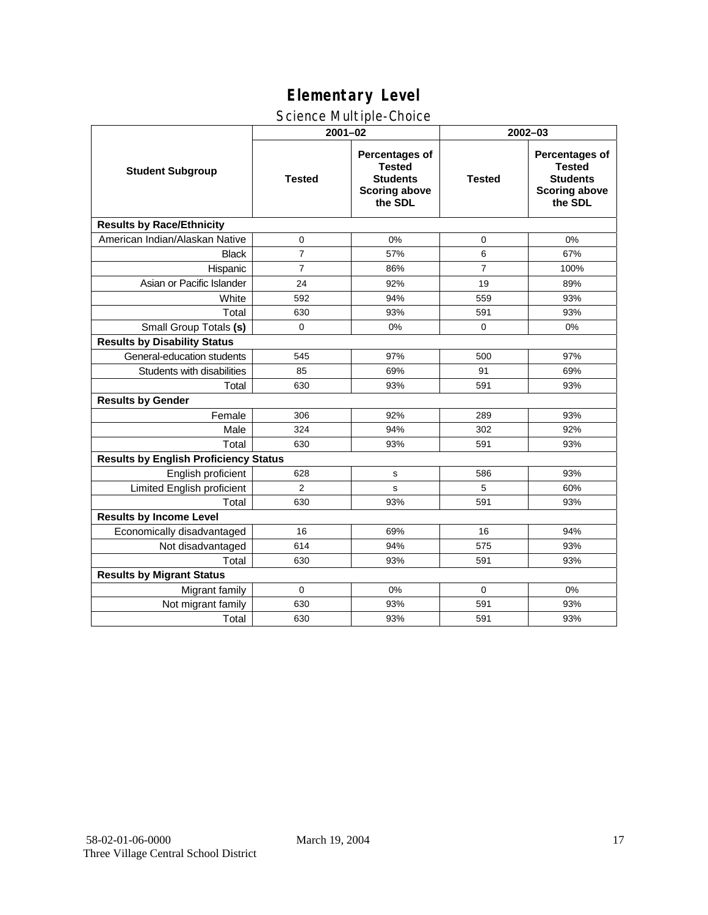# Elementary Level

## Science Multiple-Choice

| Student Subgroup | 2001–02 | | 2002–03 | |
|---|---|---|---|---|
| | Tested | Percentages of Tested Students Scoring above the SDL | Tested | Percentages of Tested Students Scoring above the SDL |
| **Results by Race/Ethnicity** | | | | |
| American Indian/Alaskan Native | 0 | 0% | 0 | 0% |
| Black | 7 | 57% | 6 | 67% |
| Hispanic | 7 | 86% | 7 | 100% |
| Asian or Pacific Islander | 24 | 92% | 19 | 89% |
| White | 592 | 94% | 559 | 93% |
| Total | 630 | 93% | 591 | 93% |
| Small Group Totals **(s)** | 0 | 0% | 0 | 0% |
| **Results by Disability Status** | | | | |
| General-education students | 545 | 97% | 500 | 97% |
| Students with disabilities | 85 | 69% | 91 | 69% |
| Total | 630 | 93% | 591 | 93% |
| **Results by Gender** | | | | |
| Female | 306 | 92% | 289 | 93% |
| Male | 324 | 94% | 302 | 92% |
| Total | 630 | 93% | 591 | 93% |
| **Results by English Proficiency Status** | | | | |
| English proficient | 628 | s | 586 | 93% |
| Limited English proficient | 2 | s | 5 | 60% |
| Total | 630 | 93% | 591 | 93% |
| **Results by Income Level** | | | | |
| Economically disadvantaged | 16 | 69% | 16 | 94% |
| Not disadvantaged | 614 | 94% | 575 | 93% |
| Total | 630 | 93% | 591 | 93% |
| **Results by Migrant Status** | | | | |
| Migrant family | 0 | 0% | 0 | 0% |
| Not migrant family | 630 | 93% | 591 | 93% |
| Total | 630 | 93% | 591 | 93% |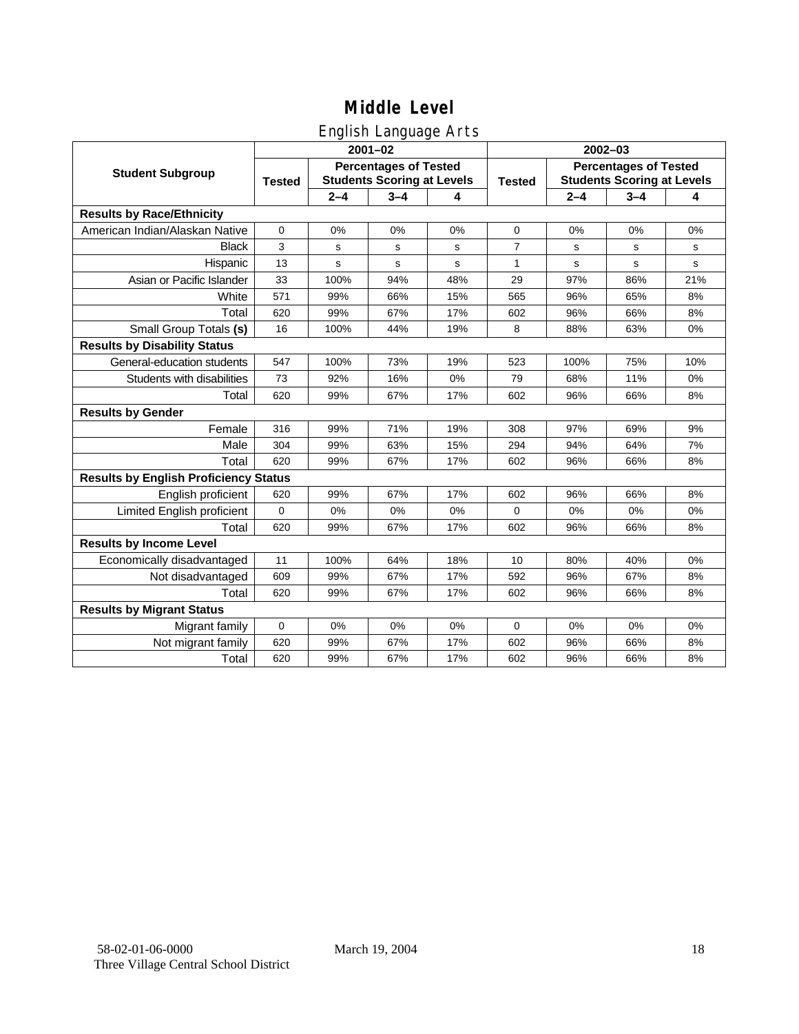# Middle Level

## English Language Arts

| Student Subgroup | 2001–02 | | | | 2002–03 | | | |
|---|---|---|---|---|---|---|---|---|
| | Tested | Percentages of Tested Students Scoring at Levels | | | Tested | Percentages of Tested Students Scoring at Levels | | |
| | | 2–4 | 3–4 | 4 | | 2–4 | 3–4 | 4 |
| **Results by Race/Ethnicity** | | | | | | | | |
| American Indian/Alaskan Native | 0 | 0% | 0% | 0% | 0 | 0% | 0% | 0% |
| Black | 3 | s | s | s | 7 | s | s | s |
| Hispanic | 13 | s | s | s | 1 | s | s | s |
| Asian or Pacific Islander | 33 | 100% | 94% | 48% | 29 | 97% | 86% | 21% |
| White | 571 | 99% | 66% | 15% | 565 | 96% | 65% | 8% |
| Total | 620 | 99% | 67% | 17% | 602 | 96% | 66% | 8% |
| Small Group Totals **(s)** | 16 | 100% | 44% | 19% | 8 | 88% | 63% | 0% |
| **Results by Disability Status** | | | | | | | | |
| General-education students | 547 | 100% | 73% | 19% | 523 | 100% | 75% | 10% |
| Students with disabilities | 73 | 92% | 16% | 0% | 79 | 68% | 11% | 0% |
| Total | 620 | 99% | 67% | 17% | 602 | 96% | 66% | 8% |
| **Results by Gender** | | | | | | | | |
| Female | 316 | 99% | 71% | 19% | 308 | 97% | 69% | 9% |
| Male | 304 | 99% | 63% | 15% | 294 | 94% | 64% | 7% |
| Total | 620 | 99% | 67% | 17% | 602 | 96% | 66% | 8% |
| **Results by English Proficiency Status** | | | | | | | | |
| English proficient | 620 | 99% | 67% | 17% | 602 | 96% | 66% | 8% |
| Limited English proficient | 0 | 0% | 0% | 0% | 0 | 0% | 0% | 0% |
| Total | 620 | 99% | 67% | 17% | 602 | 96% | 66% | 8% |
| **Results by Income Level** | | | | | | | | |
| Economically disadvantaged | 11 | 100% | 64% | 18% | 10 | 80% | 40% | 0% |
| Not disadvantaged | 609 | 99% | 67% | 17% | 592 | 96% | 67% | 8% |
| Total | 620 | 99% | 67% | 17% | 602 | 96% | 66% | 8% |
| **Results by Migrant Status** | | | | | | | | |
| Migrant family | 0 | 0% | 0% | 0% | 0 | 0% | 0% | 0% |
| Not migrant family | 620 | 99% | 67% | 17% | 602 | 96% | 66% | 8% |
| Total | 620 | 99% | 67% | 17% | 602 | 96% | 66% | 8% |

58-02-01-06-0000 March 19, 2004
Three Village Central School District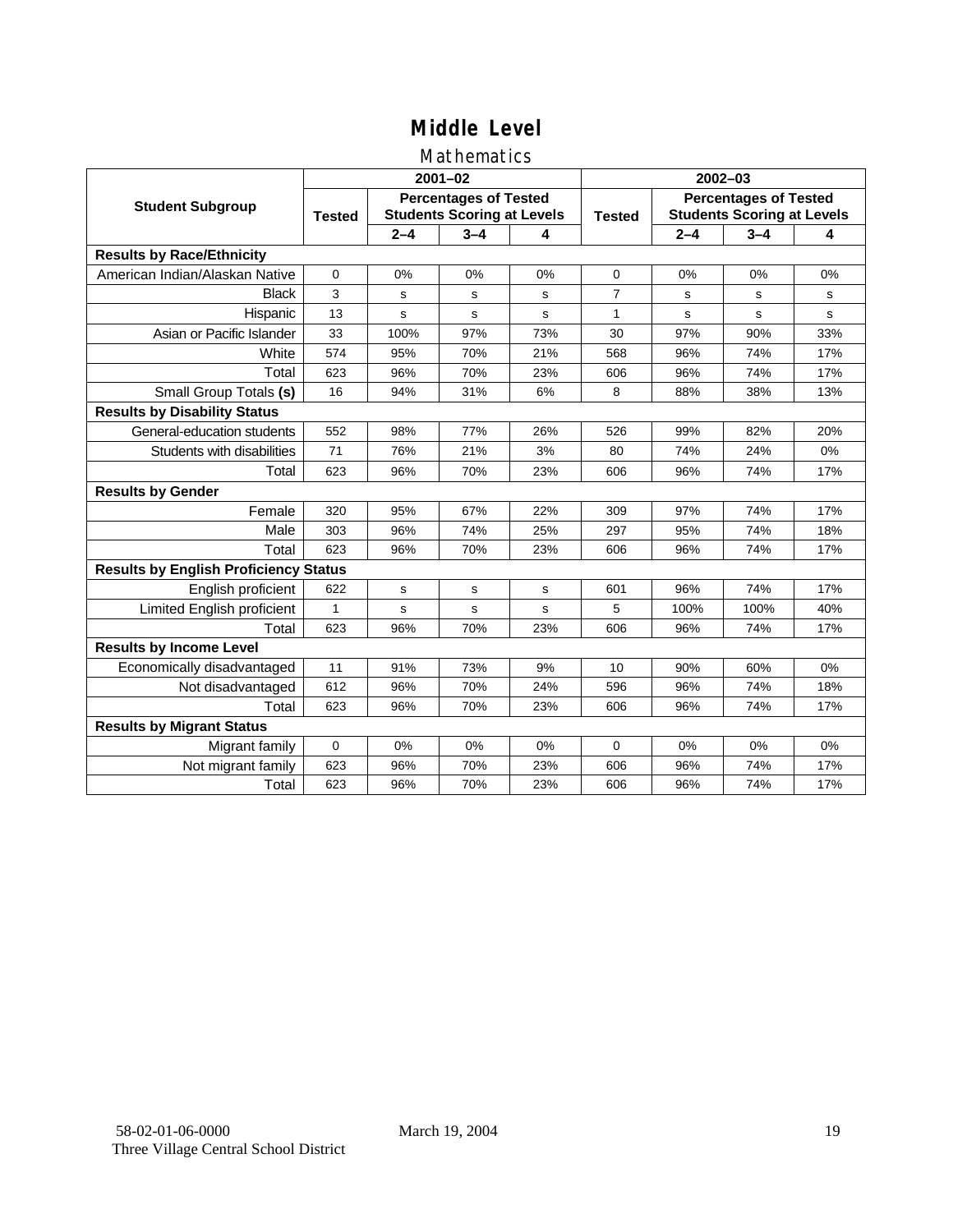# Middle Level

## Mathematics

| Student Subgroup | 2001–02 | | | | 2002–03 | | | |
|---|---|---|---|---|---|---|---|---|
| | Tested | Percentages of Tested Students Scoring at Levels | | | Tested | Percentages of Tested Students Scoring at Levels | | |
| | | 2–4 | 3–4 | 4 | | 2–4 | 3–4 | 4 |
| **Results by Race/Ethnicity** | | | | | | | | |
| American Indian/Alaskan Native | 0 | 0% | 0% | 0% | 0 | 0% | 0% | 0% |
| Black | 3 | s | s | s | 7 | s | s | s |
| Hispanic | 13 | s | s | s | 1 | s | s | s |
| Asian or Pacific Islander | 33 | 100% | 97% | 73% | 30 | 97% | 90% | 33% |
| White | 574 | 95% | 70% | 21% | 568 | 96% | 74% | 17% |
| Total | 623 | 96% | 70% | 23% | 606 | 96% | 74% | 17% |
| Small Group Totals **(s)** | 16 | 94% | 31% | 6% | 8 | 88% | 38% | 13% |
| **Results by Disability Status** | | | | | | | | |
| General-education students | 552 | 98% | 77% | 26% | 526 | 99% | 82% | 20% |
| Students with disabilities | 71 | 76% | 21% | 3% | 80 | 74% | 24% | 0% |
| Total | 623 | 96% | 70% | 23% | 606 | 96% | 74% | 17% |
| **Results by Gender** | | | | | | | | |
| Female | 320 | 95% | 67% | 22% | 309 | 97% | 74% | 17% |
| Male | 303 | 96% | 74% | 25% | 297 | 95% | 74% | 18% |
| Total | 623 | 96% | 70% | 23% | 606 | 96% | 74% | 17% |
| **Results by English Proficiency Status** | | | | | | | | |
| English proficient | 622 | s | s | s | 601 | 96% | 74% | 17% |
| Limited English proficient | 1 | s | s | s | 5 | 100% | 100% | 40% |
| Total | 623 | 96% | 70% | 23% | 606 | 96% | 74% | 17% |
| **Results by Income Level** | | | | | | | | |
| Economically disadvantaged | 11 | 91% | 73% | 9% | 10 | 90% | 60% | 0% |
| Not disadvantaged | 612 | 96% | 70% | 24% | 596 | 96% | 74% | 18% |
| Total | 623 | 96% | 70% | 23% | 606 | 96% | 74% | 17% |
| **Results by Migrant Status** | | | | | | | | |
| Migrant family | 0 | 0% | 0% | 0% | 0 | 0% | 0% | 0% |
| Not migrant family | 623 | 96% | 70% | 23% | 606 | 96% | 74% | 17% |
| Total | 623 | 96% | 70% | 23% | 606 | 96% | 74% | 17% |

58-02-01-06-0000 March 19, 2004
Three Village Central School District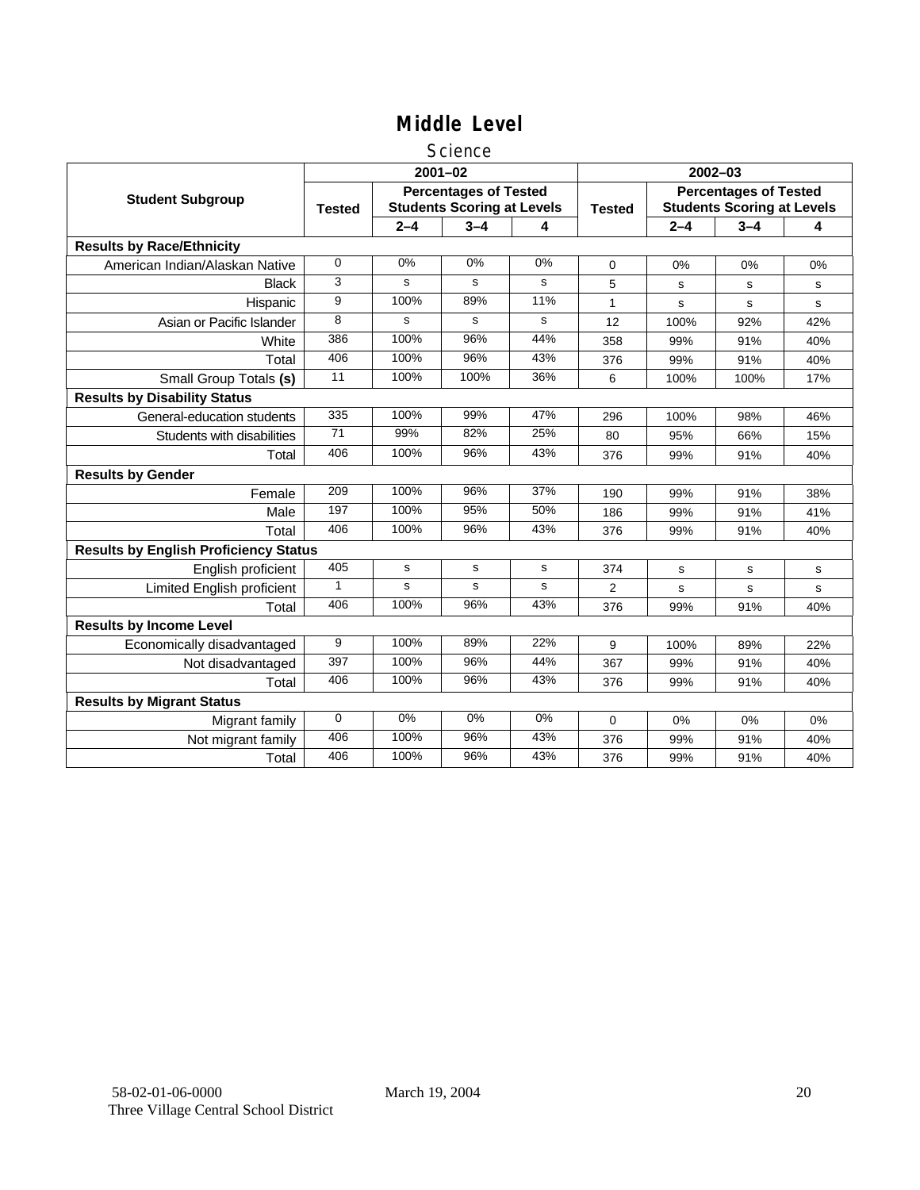# Middle Level

## Science

| Student Subgroup | 2001–02 | | | | 2002–03 | | | |
|---|---|---|---|---|---|---|---|---|
| | Tested | Percentages of Tested Students Scoring at Levels | | | Tested | Percentages of Tested Students Scoring at Levels | | |
| | | 2–4 | 3–4 | 4 | | 2–4 | 3–4 | 4 |
| **Results by Race/Ethnicity** | | | | | | | | |
| American Indian/Alaskan Native | 0 | 0% | 0% | 0% | 0 | 0% | 0% | 0% |
| Black | 3 | s | s | s | 5 | s | s | s |
| Hispanic | 9 | 100% | 89% | 11% | 1 | s | s | s |
| Asian or Pacific Islander | 8 | s | s | s | 12 | 100% | 92% | 42% |
| White | 386 | 100% | 96% | 44% | 358 | 99% | 91% | 40% |
| Total | 406 | 100% | 96% | 43% | 376 | 99% | 91% | 40% |
| Small Group Totals **(s)** | 11 | 100% | 100% | 36% | 6 | 100% | 100% | 17% |
| **Results by Disability Status** | | | | | | | | |
| General-education students | 335 | 100% | 99% | 47% | 296 | 100% | 98% | 46% |
| Students with disabilities | 71 | 99% | 82% | 25% | 80 | 95% | 66% | 15% |
| Total | 406 | 100% | 96% | 43% | 376 | 99% | 91% | 40% |
| **Results by Gender** | | | | | | | | |
| Female | 209 | 100% | 96% | 37% | 190 | 99% | 91% | 38% |
| Male | 197 | 100% | 95% | 50% | 186 | 99% | 91% | 41% |
| Total | 406 | 100% | 96% | 43% | 376 | 99% | 91% | 40% |
| **Results by English Proficiency Status** | | | | | | | | |
| English proficient | 405 | s | s | s | 374 | s | s | s |
| Limited English proficient | 1 | s | s | s | 2 | s | s | s |
| Total | 406 | 100% | 96% | 43% | 376 | 99% | 91% | 40% |
| **Results by Income Level** | | | | | | | | |
| Economically disadvantaged | 9 | 100% | 89% | 22% | 9 | 100% | 89% | 22% |
| Not disadvantaged | 397 | 100% | 96% | 44% | 367 | 99% | 91% | 40% |
| Total | 406 | 100% | 96% | 43% | 376 | 99% | 91% | 40% |
| **Results by Migrant Status** | | | | | | | | |
| Migrant family | 0 | 0% | 0% | 0% | 0 | 0% | 0% | 0% |
| Not migrant family | 406 | 100% | 96% | 43% | 376 | 99% | 91% | 40% |
| Total | 406 | 100% | 96% | 43% | 376 | 99% | 91% | 40% |

58-02-01-06-0000 March 19, 2004
Three Village Central School District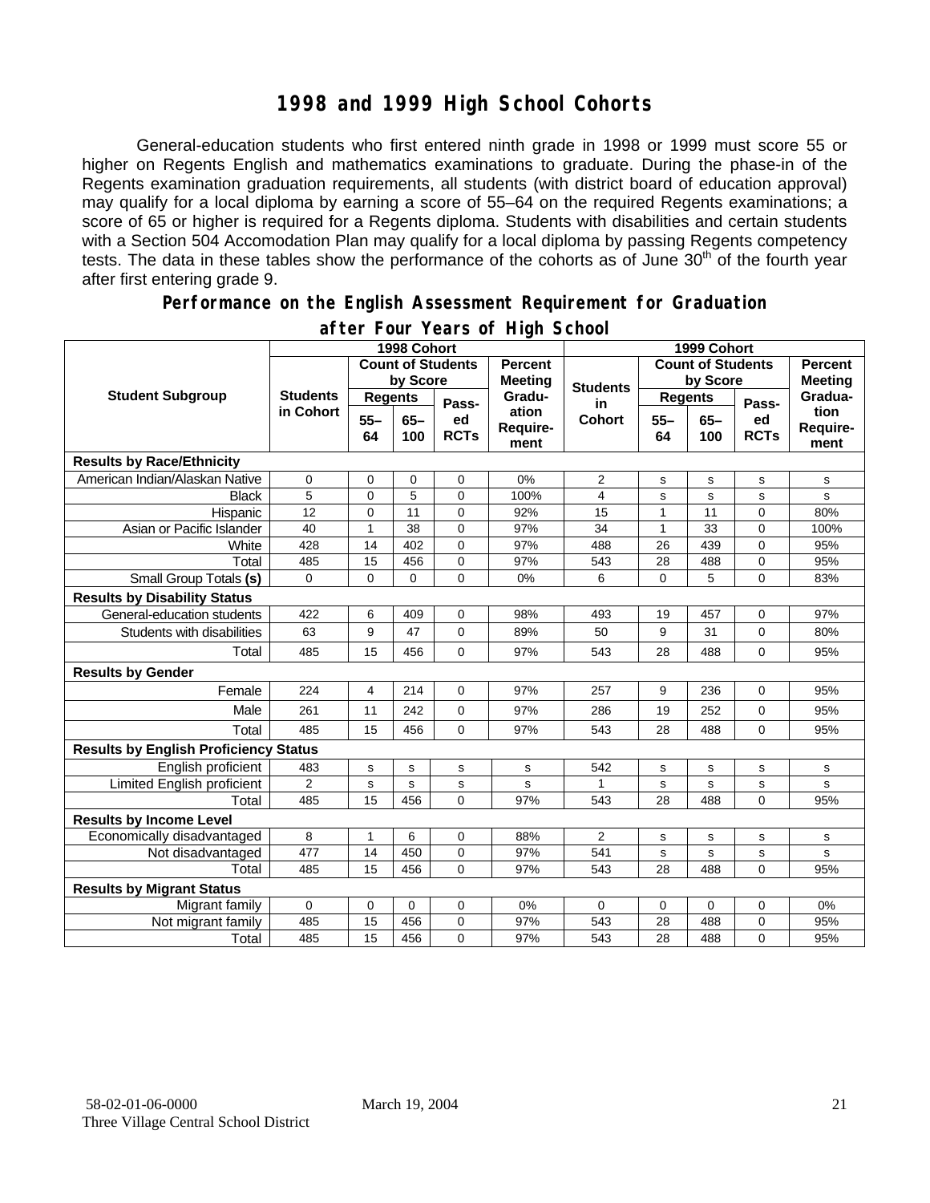# 1998 and 1999 High School Cohorts

General-education students who first entered ninth grade in 1998 or 1999 must score 55 or higher on Regents English and mathematics examinations to graduate. During the phase-in of the Regents examination graduation requirements, all students (with district board of education approval) may qualify for a local diploma by earning a score of 55–64 on the required Regents examinations; a score of 65 or higher is required for a Regents diploma. Students with disabilities and certain students with a Section 504 Accomodation Plan may qualify for a local diploma by passing Regents competency tests. The data in these tables show the performance of the cohorts as of June 30th of the fourth year after first entering grade 9.

## Performance on the English Assessment Requirement for Graduation after Four Years of High School

| Student Subgroup | 1998 Cohort | | | | | 1999 Cohort | | | | |
|---|---|---|---|---|---|---|---|---|---|---|
| | Students in Cohort | Count of Students by Score | | | Percent Meeting Graduation Requirement | Students in Cohort | Count of Students by Score | | | Percent Meeting Graduation Requirement |
| | | Regents 55–64 | Regents 65–100 | Passed RCTs | | | Regents 55–64 | Regents 65–100 | Passed RCTs | |
| **Results by Race/Ethnicity** | | | | | | | | | | |
| American Indian/Alaskan Native | 0 | 0 | 0 | 0 | 0% | 2 | s | s | s | s |
| Black | 5 | 0 | 5 | 0 | 100% | 4 | s | s | s | s |
| Hispanic | 12 | 0 | 11 | 0 | 92% | 15 | 1 | 11 | 0 | 80% |
| Asian or Pacific Islander | 40 | 1 | 38 | 0 | 97% | 34 | 1 | 33 | 0 | 100% |
| White | 428 | 14 | 402 | 0 | 97% | 488 | 26 | 439 | 0 | 95% |
| Total | 485 | 15 | 456 | 0 | 97% | 543 | 28 | 488 | 0 | 95% |
| Small Group Totals **(s)** | 0 | 0 | 0 | 0 | 0% | 6 | 0 | 5 | 0 | 83% |
| **Results by Disability Status** | | | | | | | | | | |
| General-education students | 422 | 6 | 409 | 0 | 98% | 493 | 19 | 457 | 0 | 97% |
| Students with disabilities | 63 | 9 | 47 | 0 | 89% | 50 | 9 | 31 | 0 | 80% |
| Total | 485 | 15 | 456 | 0 | 97% | 543 | 28 | 488 | 0 | 95% |
| **Results by Gender** | | | | | | | | | | |
| Female | 224 | 4 | 214 | 0 | 97% | 257 | 9 | 236 | 0 | 95% |
| Male | 261 | 11 | 242 | 0 | 97% | 286 | 19 | 252 | 0 | 95% |
| Total | 485 | 15 | 456 | 0 | 97% | 543 | 28 | 488 | 0 | 95% |
| **Results by English Proficiency Status** | | | | | | | | | | |
| English proficient | 483 | s | s | s | s | 542 | s | s | s | s |
| Limited English proficient | 2 | s | s | s | s | 1 | s | s | s | s |
| Total | 485 | 15 | 456 | 0 | 97% | 543 | 28 | 488 | 0 | 95% |
| **Results by Income Level** | | | | | | | | | | |
| Economically disadvantaged | 8 | 1 | 6 | 0 | 88% | 2 | s | s | s | s |
| Not disadvantaged | 477 | 14 | 450 | 0 | 97% | 541 | s | s | s | s |
| Total | 485 | 15 | 456 | 0 | 97% | 543 | 28 | 488 | 0 | 95% |
| **Results by Migrant Status** | | | | | | | | | | |
| Migrant family | 0 | 0 | 0 | 0 | 0% | 0 | 0 | 0 | 0 | 0% |
| Not migrant family | 485 | 15 | 456 | 0 | 97% | 543 | 28 | 488 | 0 | 95% |
| Total | 485 | 15 | 456 | 0 | 97% | 543 | 28 | 488 | 0 | 95% |

58-02-01-06-0000 March 19, 2004
Three Village Central School District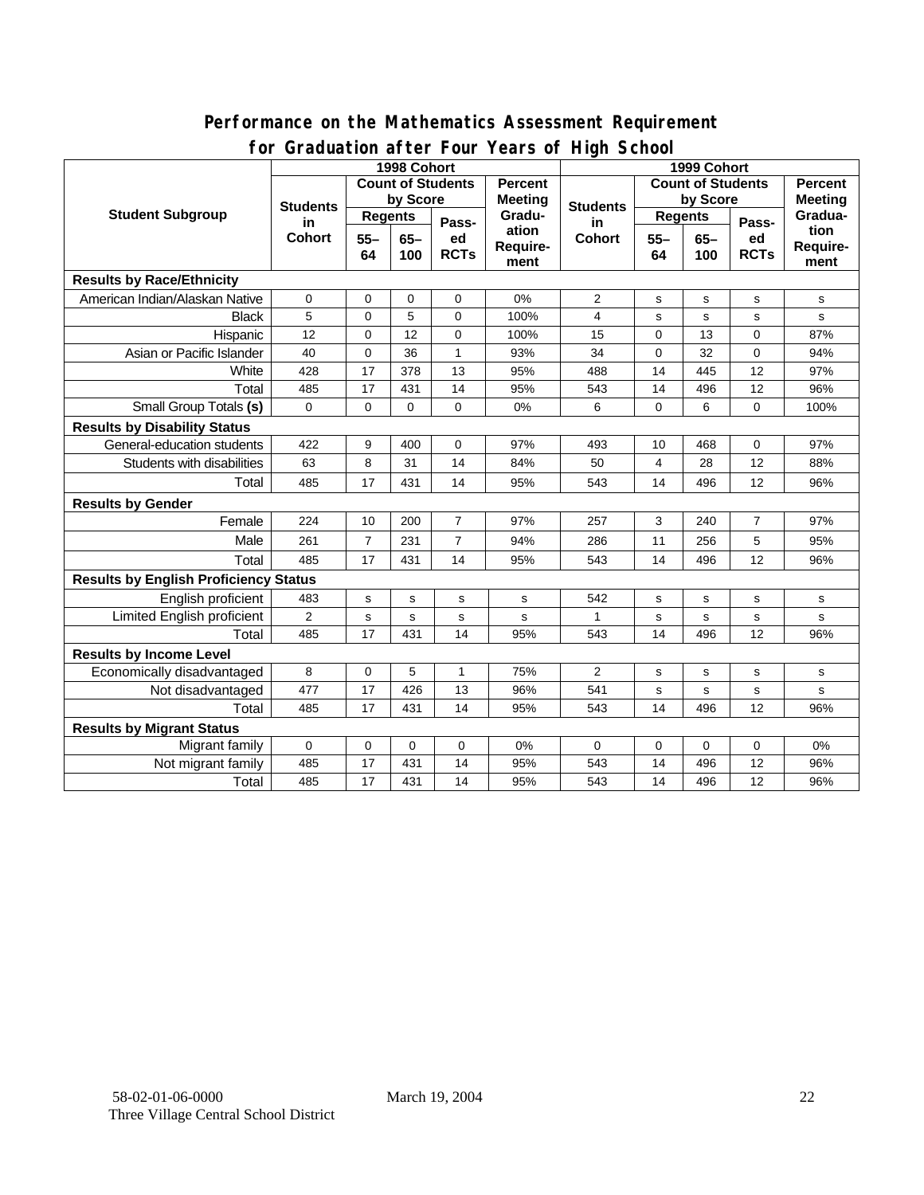## Performance on the Mathematics Assessment Requirement for Graduation after Four Years of High School

| Student Subgroup | 1998 Cohort | | | | | 1999 Cohort | | | | |
|---|---|---|---|---|---|---|---|---|---|---|
| | Students in Cohort | Count of Students by Score | | | Percent Meeting Graduation Requirement | Students in Cohort | Count of Students by Score | | | Percent Meeting Graduation Requirement |
| | | Regents | | Passed RCTs | | | Regents | | Passed RCTs | |
| | | 55–64 | 65–100 | | | | 55–64 | 65–100 | | |
| **Results by Race/Ethnicity** | | | | | | | | | | |
| American Indian/Alaskan Native | 0 | 0 | 0 | 0 | 0% | 2 | s | s | s | s |
| Black | 5 | 0 | 5 | 0 | 100% | 4 | s | s | s | s |
| Hispanic | 12 | 0 | 12 | 0 | 100% | 15 | 0 | 13 | 0 | 87% |
| Asian or Pacific Islander | 40 | 0 | 36 | 1 | 93% | 34 | 0 | 32 | 0 | 94% |
| White | 428 | 17 | 378 | 13 | 95% | 488 | 14 | 445 | 12 | 97% |
| Total | 485 | 17 | 431 | 14 | 95% | 543 | 14 | 496 | 12 | 96% |
| Small Group Totals **(s)** | 0 | 0 | 0 | 0 | 0% | 6 | 0 | 6 | 0 | 100% |
| **Results by Disability Status** | | | | | | | | | | |
| General-education students | 422 | 9 | 400 | 0 | 97% | 493 | 10 | 468 | 0 | 97% |
| Students with disabilities | 63 | 8 | 31 | 14 | 84% | 50 | 4 | 28 | 12 | 88% |
| Total | 485 | 17 | 431 | 14 | 95% | 543 | 14 | 496 | 12 | 96% |
| **Results by Gender** | | | | | | | | | | |
| Female | 224 | 10 | 200 | 7 | 97% | 257 | 3 | 240 | 7 | 97% |
| Male | 261 | 7 | 231 | 7 | 94% | 286 | 11 | 256 | 5 | 95% |
| Total | 485 | 17 | 431 | 14 | 95% | 543 | 14 | 496 | 12 | 96% |
| **Results by English Proficiency Status** | | | | | | | | | | |
| English proficient | 483 | s | s | s | s | 542 | s | s | s | s |
| Limited English proficient | 2 | s | s | s | s | 1 | s | s | s | s |
| Total | 485 | 17 | 431 | 14 | 95% | 543 | 14 | 496 | 12 | 96% |
| **Results by Income Level** | | | | | | | | | | |
| Economically disadvantaged | 8 | 0 | 5 | 1 | 75% | 2 | s | s | s | s |
| Not disadvantaged | 477 | 17 | 426 | 13 | 96% | 541 | s | s | s | s |
| Total | 485 | 17 | 431 | 14 | 95% | 543 | 14 | 496 | 12 | 96% |
| **Results by Migrant Status** | | | | | | | | | | |
| Migrant family | 0 | 0 | 0 | 0 | 0% | 0 | 0 | 0 | 0 | 0% |
| Not migrant family | 485 | 17 | 431 | 14 | 95% | 543 | 14 | 496 | 12 | 96% |
| Total | 485 | 17 | 431 | 14 | 95% | 543 | 14 | 496 | 12 | 96% |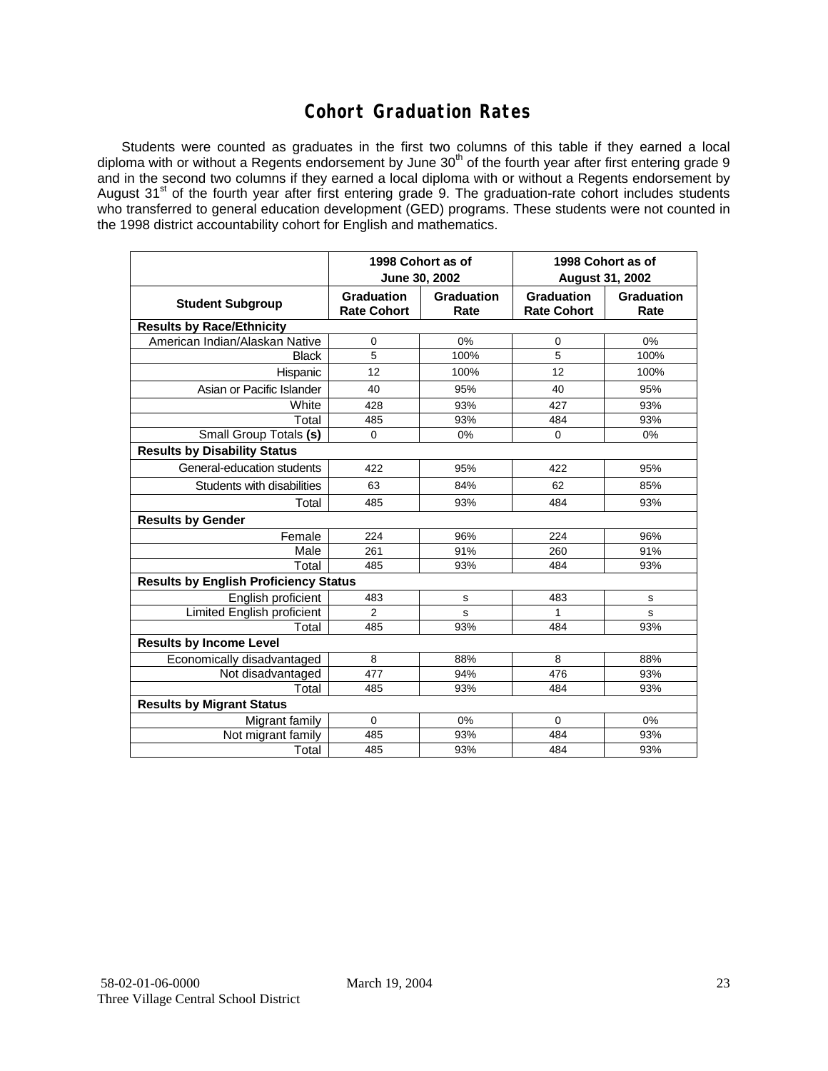# Cohort Graduation Rates

Students were counted as graduates in the first two columns of this table if they earned a local diploma with or without a Regents endorsement by June 30th of the fourth year after first entering grade 9 and in the second two columns if they earned a local diploma with or without a Regents endorsement by August 31st of the fourth year after first entering grade 9. The graduation-rate cohort includes students who transferred to general education development (GED) programs. These students were not counted in the 1998 district accountability cohort for English and mathematics.

| | 1998 Cohort as of June 30, 2002 | | 1998 Cohort as of August 31, 2002 | |
|---|---|---|---|---|
| **Student Subgroup** | **Graduation Rate Cohort** | **Graduation Rate** | **Graduation Rate Cohort** | **Graduation Rate** |
| **Results by Race/Ethnicity** | | | | |
| American Indian/Alaskan Native | 0 | 0% | 0 | 0% |
| Black | 5 | 100% | 5 | 100% |
| Hispanic | 12 | 100% | 12 | 100% |
| Asian or Pacific Islander | 40 | 95% | 40 | 95% |
| White | 428 | 93% | 427 | 93% |
| Total | 485 | 93% | 484 | 93% |
| Small Group Totals **(s)** | 0 | 0% | 0 | 0% |
| **Results by Disability Status** | | | | |
| General-education students | 422 | 95% | 422 | 95% |
| Students with disabilities | 63 | 84% | 62 | 85% |
| Total | 485 | 93% | 484 | 93% |
| **Results by Gender** | | | | |
| Female | 224 | 96% | 224 | 96% |
| Male | 261 | 91% | 260 | 91% |
| Total | 485 | 93% | 484 | 93% |
| **Results by English Proficiency Status** | | | | |
| English proficient | 483 | s | 483 | s |
| Limited English proficient | 2 | s | 1 | s |
| Total | 485 | 93% | 484 | 93% |
| **Results by Income Level** | | | | |
| Economically disadvantaged | 8 | 88% | 8 | 88% |
| Not disadvantaged | 477 | 94% | 476 | 93% |
| Total | 485 | 93% | 484 | 93% |
| **Results by Migrant Status** | | | | |
| Migrant family | 0 | 0% | 0 | 0% |
| Not migrant family | 485 | 93% | 484 | 93% |
| Total | 485 | 93% | 484 | 93% |

58-02-01-06-0000 March 19, 2004
Three Village Central School District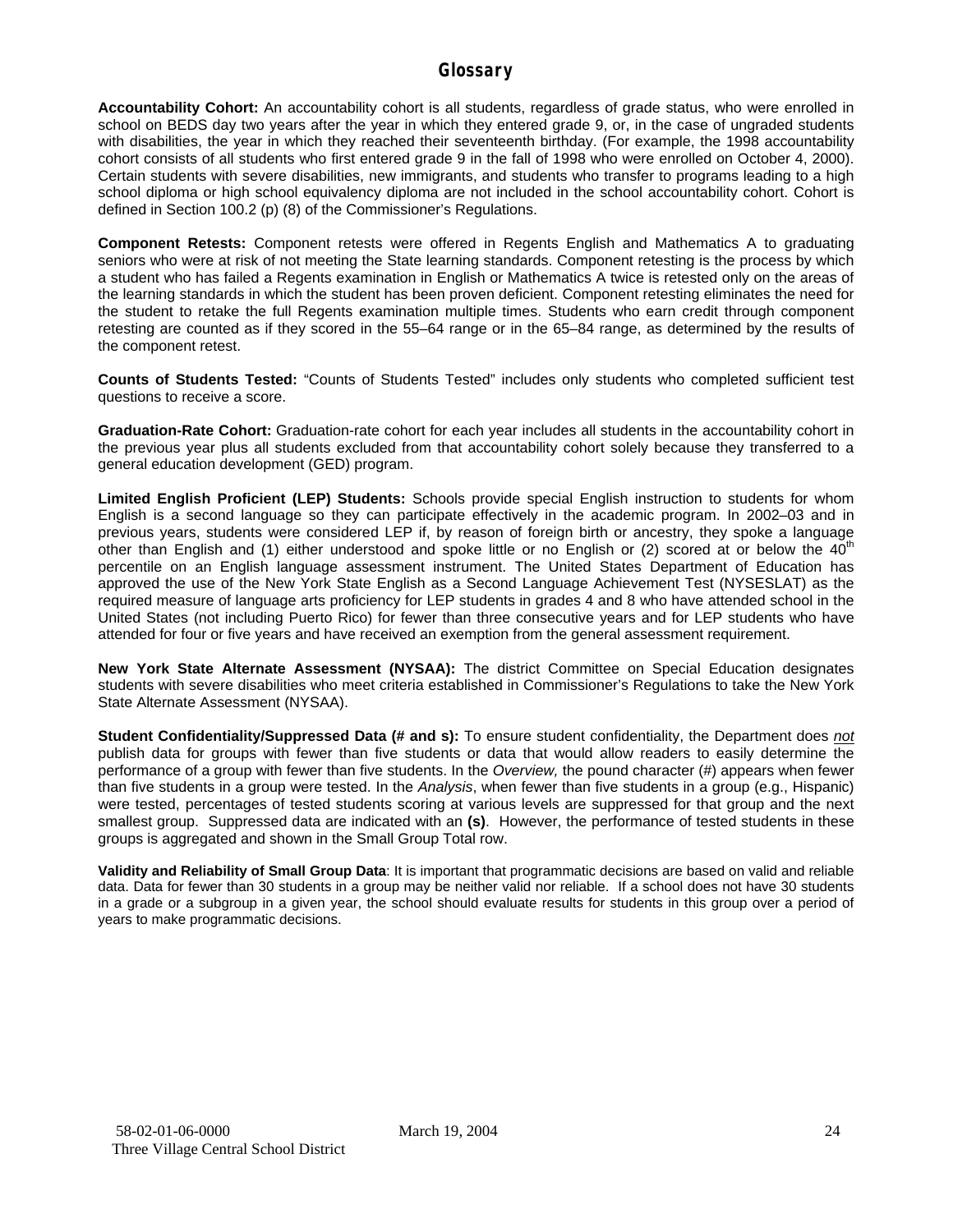# Glossary

**Accountability Cohort:** An accountability cohort is all students, regardless of grade status, who were enrolled in school on BEDS day two years after the year in which they entered grade 9, or, in the case of ungraded students with disabilities, the year in which they reached their seventeenth birthday. (For example, the 1998 accountability cohort consists of all students who first entered grade 9 in the fall of 1998 who were enrolled on October 4, 2000). Certain students with severe disabilities, new immigrants, and students who transfer to programs leading to a high school diploma or high school equivalency diploma are not included in the school accountability cohort. Cohort is defined in Section 100.2 (p) (8) of the Commissioner's Regulations.

**Component Retests:** Component retests were offered in Regents English and Mathematics A to graduating seniors who were at risk of not meeting the State learning standards. Component retesting is the process by which a student who has failed a Regents examination in English or Mathematics A twice is retested only on the areas of the learning standards in which the student has been proven deficient. Component retesting eliminates the need for the student to retake the full Regents examination multiple times. Students who earn credit through component retesting are counted as if they scored in the 55–64 range or in the 65–84 range, as determined by the results of the component retest.

**Counts of Students Tested:** "Counts of Students Tested" includes only students who completed sufficient test questions to receive a score.

**Graduation-Rate Cohort:** Graduation-rate cohort for each year includes all students in the accountability cohort in the previous year plus all students excluded from that accountability cohort solely because they transferred to a general education development (GED) program.

**Limited English Proficient (LEP) Students:** Schools provide special English instruction to students for whom English is a second language so they can participate effectively in the academic program. In 2002–03 and in previous years, students were considered LEP if, by reason of foreign birth or ancestry, they spoke a language other than English and (1) either understood and spoke little or no English or (2) scored at or below the 40th percentile on an English language assessment instrument. The United States Department of Education has approved the use of the New York State English as a Second Language Achievement Test (NYSESLAT) as the required measure of language arts proficiency for LEP students in grades 4 and 8 who have attended school in the United States (not including Puerto Rico) for fewer than three consecutive years and for LEP students who have attended for four or five years and have received an exemption from the general assessment requirement.

**New York State Alternate Assessment (NYSAA):** The district Committee on Special Education designates students with severe disabilities who meet criteria established in Commissioner's Regulations to take the New York State Alternate Assessment (NYSAA).

**Student Confidentiality/Suppressed Data (# and s):** To ensure student confidentiality, the Department does *not* publish data for groups with fewer than five students or data that would allow readers to easily determine the performance of a group with fewer than five students. In the *Overview,* the pound character (#) appears when fewer than five students in a group were tested. In the *Analysis*, when fewer than five students in a group (e.g., Hispanic) were tested, percentages of tested students scoring at various levels are suppressed for that group and the next smallest group. Suppressed data are indicated with an **(s)**. However, the performance of tested students in these groups is aggregated and shown in the Small Group Total row.

**Validity and Reliability of Small Group Data**: It is important that programmatic decisions are based on valid and reliable data. Data for fewer than 30 students in a group may be neither valid nor reliable. If a school does not have 30 students in a grade or a subgroup in a given year, the school should evaluate results for students in this group over a period of years to make programmatic decisions.